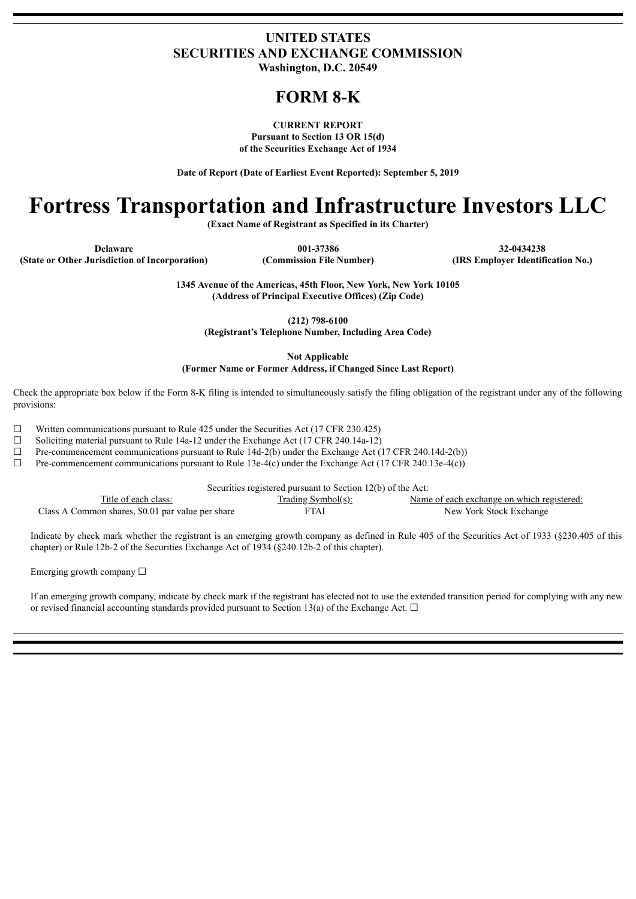**UNITED STATES**
**SECURITIES AND EXCHANGE COMMISSION**
**Washington, D.C. 20549**

# FORM 8-K

**CURRENT REPORT**
**Pursuant to Section 13 OR 15(d)**
**of the Securities Exchange Act of 1934**

**Date of Report (Date of Earliest Event Reported): September 5, 2019**

# Fortress Transportation and Infrastructure Investors LLC

**(Exact Name of Registrant as Specified in its Charter)**

| Delaware | 001-37386 | 32-0434238 |
|---|---|---|
| (State or Other Jurisdiction of Incorporation) | (Commission File Number) | (IRS Employer Identification No.) |

**1345 Avenue of the Americas, 45th Floor, New York, New York 10105**
**(Address of Principal Executive Offices) (Zip Code)**

**(212) 798-6100**
**(Registrant's Telephone Number, Including Area Code)**

**Not Applicable**
**(Former Name or Former Address, if Changed Since Last Report)**

Check the appropriate box below if the Form 8-K filing is intended to simultaneously satisfy the filing obligation of the registrant under any of the following provisions:

☐ Written communications pursuant to Rule 425 under the Securities Act (17 CFR 230.425)
☐ Soliciting material pursuant to Rule 14a-12 under the Exchange Act (17 CFR 240.14a-12)
☐ Pre-commencement communications pursuant to Rule 14d-2(b) under the Exchange Act (17 CFR 240.14d-2(b))
☐ Pre-commencement communications pursuant to Rule 13e-4(c) under the Exchange Act (17 CFR 240.13e-4(c))

Securities registered pursuant to Section 12(b) of the Act:

| Title of each class: | Trading Symbol(s): | Name of each exchange on which registered: |
|---|---|---|
| Class A Common shares, $0.01 par value per share | FTAI | New York Stock Exchange |

Indicate by check mark whether the registrant is an emerging growth company as defined in Rule 405 of the Securities Act of 1933 (§230.405 of this chapter) or Rule 12b-2 of the Securities Exchange Act of 1934 (§240.12b-2 of this chapter).

Emerging growth company ☐

If an emerging growth company, indicate by check mark if the registrant has elected not to use the extended transition period for complying with any new or revised financial accounting standards provided pursuant to Section 13(a) of the Exchange Act. ☐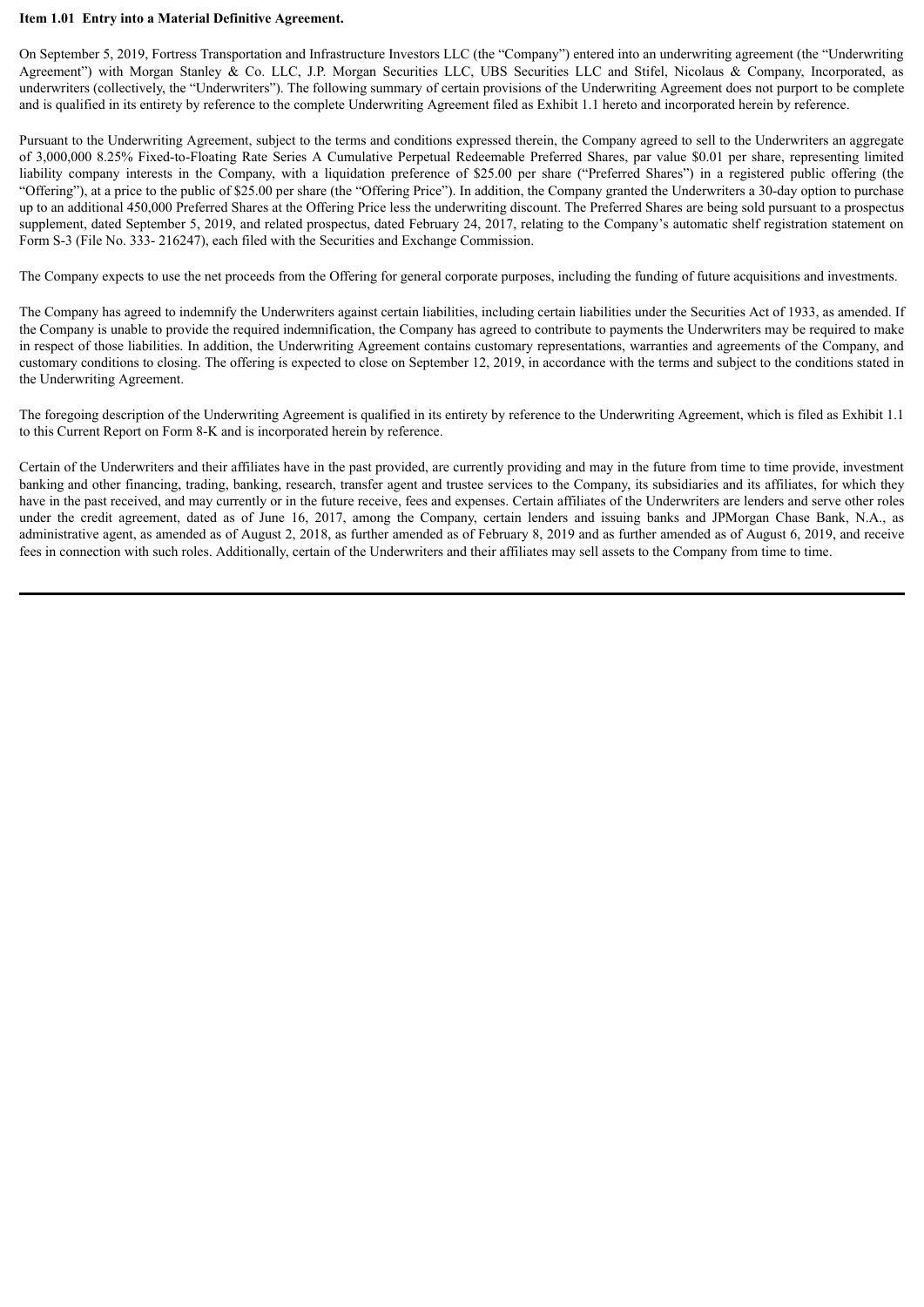**Item 1.01 Entry into a Material Definitive Agreement.**

On September 5, 2019, Fortress Transportation and Infrastructure Investors LLC (the "Company") entered into an underwriting agreement (the "Underwriting Agreement") with Morgan Stanley & Co. LLC, J.P. Morgan Securities LLC, UBS Securities LLC and Stifel, Nicolaus & Company, Incorporated, as underwriters (collectively, the "Underwriters"). The following summary of certain provisions of the Underwriting Agreement does not purport to be complete and is qualified in its entirety by reference to the complete Underwriting Agreement filed as Exhibit 1.1 hereto and incorporated herein by reference.

Pursuant to the Underwriting Agreement, subject to the terms and conditions expressed therein, the Company agreed to sell to the Underwriters an aggregate of 3,000,000 8.25% Fixed-to-Floating Rate Series A Cumulative Perpetual Redeemable Preferred Shares, par value $0.01 per share, representing limited liability company interests in the Company, with a liquidation preference of $25.00 per share ("Preferred Shares") in a registered public offering (the "Offering"), at a price to the public of $25.00 per share (the "Offering Price"). In addition, the Company granted the Underwriters a 30-day option to purchase up to an additional 450,000 Preferred Shares at the Offering Price less the underwriting discount. The Preferred Shares are being sold pursuant to a prospectus supplement, dated September 5, 2019, and related prospectus, dated February 24, 2017, relating to the Company's automatic shelf registration statement on Form S-3 (File No. 333- 216247), each filed with the Securities and Exchange Commission.

The Company expects to use the net proceeds from the Offering for general corporate purposes, including the funding of future acquisitions and investments.

The Company has agreed to indemnify the Underwriters against certain liabilities, including certain liabilities under the Securities Act of 1933, as amended. If the Company is unable to provide the required indemnification, the Company has agreed to contribute to payments the Underwriters may be required to make in respect of those liabilities. In addition, the Underwriting Agreement contains customary representations, warranties and agreements of the Company, and customary conditions to closing. The offering is expected to close on September 12, 2019, in accordance with the terms and subject to the conditions stated in the Underwriting Agreement.

The foregoing description of the Underwriting Agreement is qualified in its entirety by reference to the Underwriting Agreement, which is filed as Exhibit 1.1 to this Current Report on Form 8-K and is incorporated herein by reference.

Certain of the Underwriters and their affiliates have in the past provided, are currently providing and may in the future from time to time provide, investment banking and other financing, trading, banking, research, transfer agent and trustee services to the Company, its subsidiaries and its affiliates, for which they have in the past received, and may currently or in the future receive, fees and expenses. Certain affiliates of the Underwriters are lenders and serve other roles under the credit agreement, dated as of June 16, 2017, among the Company, certain lenders and issuing banks and JPMorgan Chase Bank, N.A., as administrative agent, as amended as of August 2, 2018, as further amended as of February 8, 2019 and as further amended as of August 6, 2019, and receive fees in connection with such roles. Additionally, certain of the Underwriters and their affiliates may sell assets to the Company from time to time.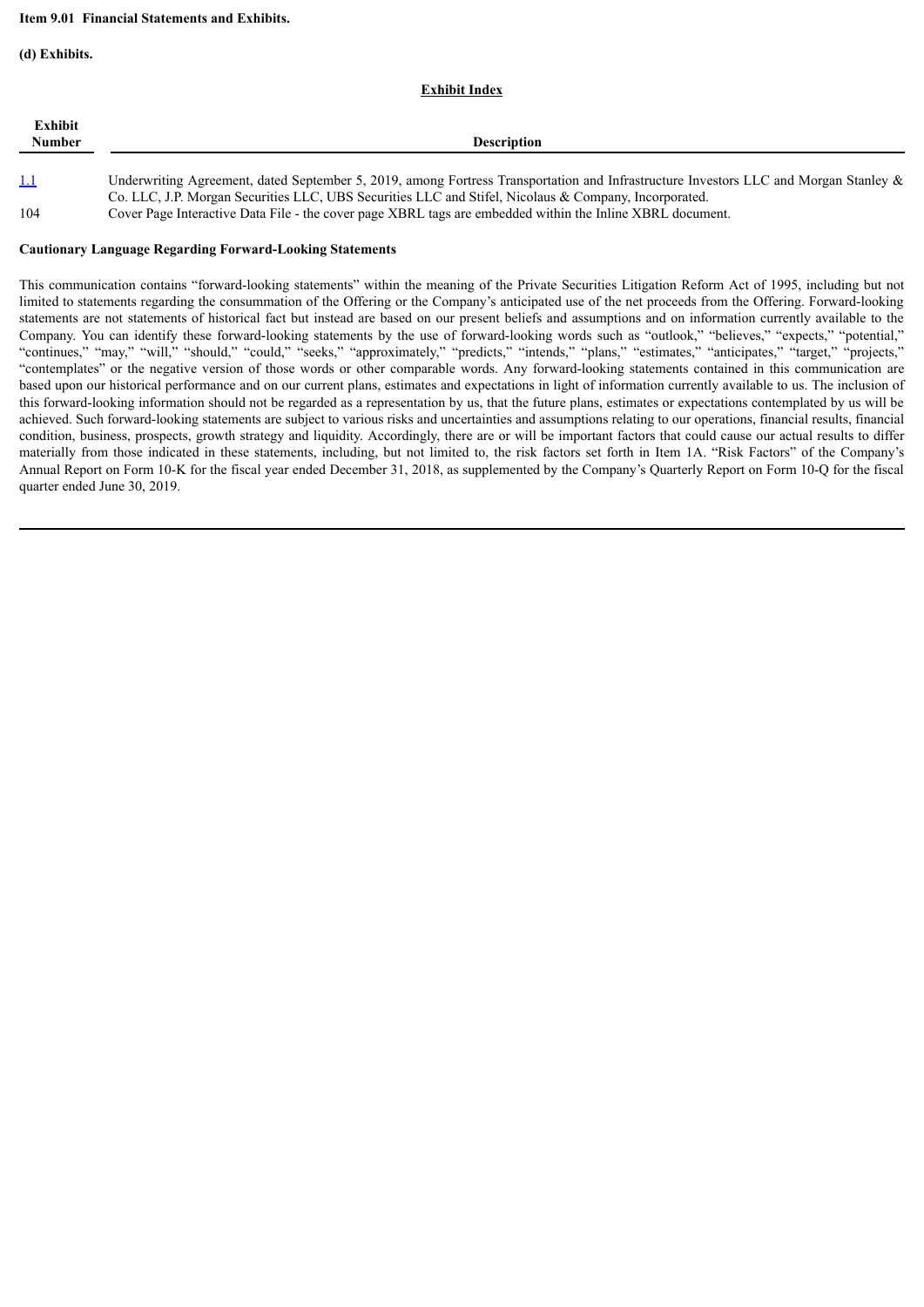**Item 9.01 Financial Statements and Exhibits.**

**(d) Exhibits.**

**Exhibit Index**

| Exhibit Number | Description |
|---|---|
| 1.1 | Underwriting Agreement, dated September 5, 2019, among Fortress Transportation and Infrastructure Investors LLC and Morgan Stanley & Co. LLC, J.P. Morgan Securities LLC, UBS Securities LLC and Stifel, Nicolaus & Company, Incorporated. |
| 104 | Cover Page Interactive Data File - the cover page XBRL tags are embedded within the Inline XBRL document. |

**Cautionary Language Regarding Forward-Looking Statements**

This communication contains "forward-looking statements" within the meaning of the Private Securities Litigation Reform Act of 1995, including but not limited to statements regarding the consummation of the Offering or the Company's anticipated use of the net proceeds from the Offering. Forward-looking statements are not statements of historical fact but instead are based on our present beliefs and assumptions and on information currently available to the Company. You can identify these forward-looking statements by the use of forward-looking words such as "outlook," "believes," "expects," "potential," "continues," "may," "will," "should," "could," "seeks," "approximately," "predicts," "intends," "plans," "estimates," "anticipates," "target," "projects," "contemplates" or the negative version of those words or other comparable words. Any forward-looking statements contained in this communication are based upon our historical performance and on our current plans, estimates and expectations in light of information currently available to us. The inclusion of this forward-looking information should not be regarded as a representation by us, that the future plans, estimates or expectations contemplated by us will be achieved. Such forward-looking statements are subject to various risks and uncertainties and assumptions relating to our operations, financial results, financial condition, business, prospects, growth strategy and liquidity. Accordingly, there are or will be important factors that could cause our actual results to differ materially from those indicated in these statements, including, but not limited to, the risk factors set forth in Item 1A. "Risk Factors" of the Company's Annual Report on Form 10-K for the fiscal year ended December 31, 2018, as supplemented by the Company's Quarterly Report on Form 10-Q for the fiscal quarter ended June 30, 2019.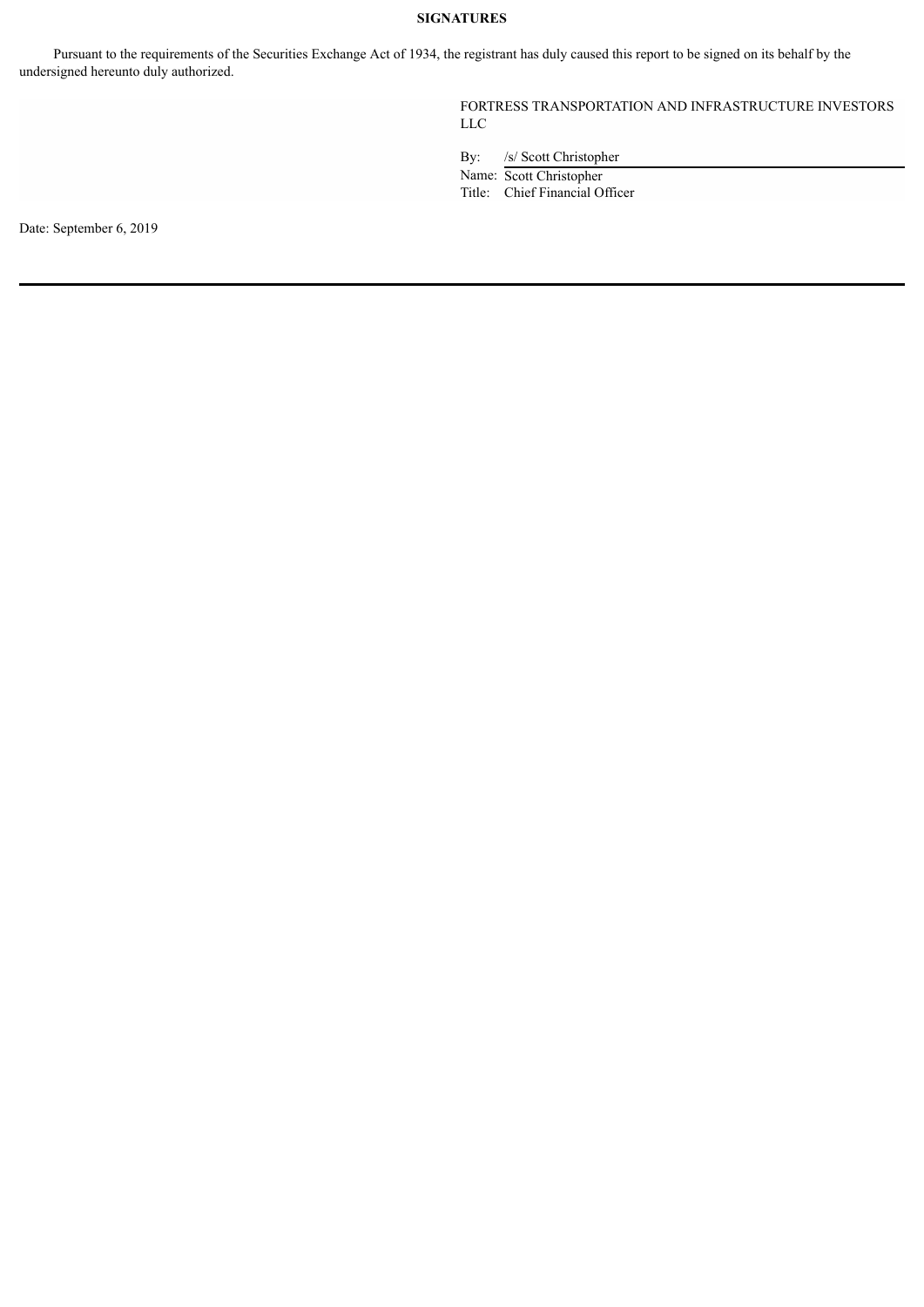**SIGNATURES**

Pursuant to the requirements of the Securities Exchange Act of 1934, the registrant has duly caused this report to be signed on its behalf by the undersigned hereunto duly authorized.

FORTRESS TRANSPORTATION AND INFRASTRUCTURE INVESTORS LLC

By: /s/ Scott Christopher
Name: Scott Christopher
Title: Chief Financial Officer

Date: September 6, 2019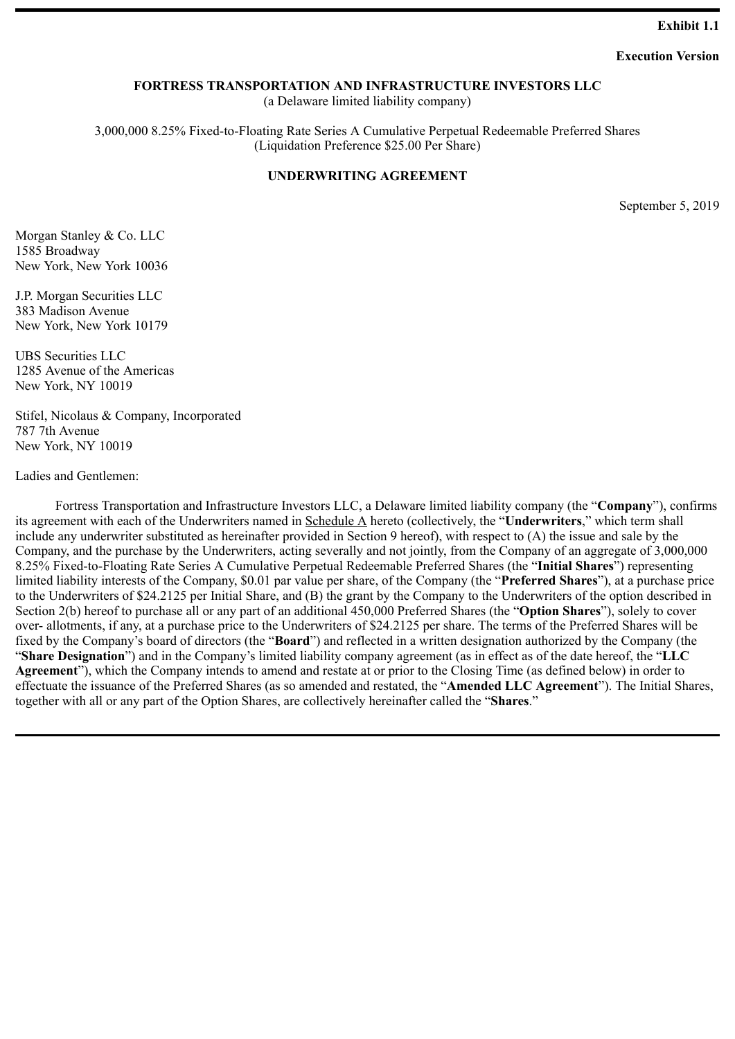**Exhibit 1.1**

**Execution Version**

**FORTRESS TRANSPORTATION AND INFRASTRUCTURE INVESTORS LLC**
(a Delaware limited liability company)

3,000,000 8.25% Fixed-to-Floating Rate Series A Cumulative Perpetual Redeemable Preferred Shares
(Liquidation Preference $25.00 Per Share)

**UNDERWRITING AGREEMENT**

September 5, 2019

Morgan Stanley & Co. LLC
1585 Broadway
New York, New York 10036

J.P. Morgan Securities LLC
383 Madison Avenue
New York, New York 10179

UBS Securities LLC
1285 Avenue of the Americas
New York, NY 10019

Stifel, Nicolaus & Company, Incorporated
787 7th Avenue
New York, NY 10019

Ladies and Gentlemen:

Fortress Transportation and Infrastructure Investors LLC, a Delaware limited liability company (the "**Company**"), confirms its agreement with each of the Underwriters named in Schedule A hereto (collectively, the "**Underwriters**," which term shall include any underwriter substituted as hereinafter provided in Section 9 hereof), with respect to (A) the issue and sale by the Company, and the purchase by the Underwriters, acting severally and not jointly, from the Company of an aggregate of 3,000,000 8.25% Fixed-to-Floating Rate Series A Cumulative Perpetual Redeemable Preferred Shares (the "**Initial Shares**") representing limited liability interests of the Company, $0.01 par value per share, of the Company (the "**Preferred Shares**"), at a purchase price to the Underwriters of $24.2125 per Initial Share, and (B) the grant by the Company to the Underwriters of the option described in Section 2(b) hereof to purchase all or any part of an additional 450,000 Preferred Shares (the "**Option Shares**"), solely to cover over- allotments, if any, at a purchase price to the Underwriters of $24.2125 per share. The terms of the Preferred Shares will be fixed by the Company's board of directors (the "**Board**") and reflected in a written designation authorized by the Company (the "**Share Designation**") and in the Company's limited liability company agreement (as in effect as of the date hereof, the "**LLC Agreement**"), which the Company intends to amend and restate at or prior to the Closing Time (as defined below) in order to effectuate the issuance of the Preferred Shares (as so amended and restated, the "**Amended LLC Agreement**"). The Initial Shares, together with all or any part of the Option Shares, are collectively hereinafter called the "**Shares**."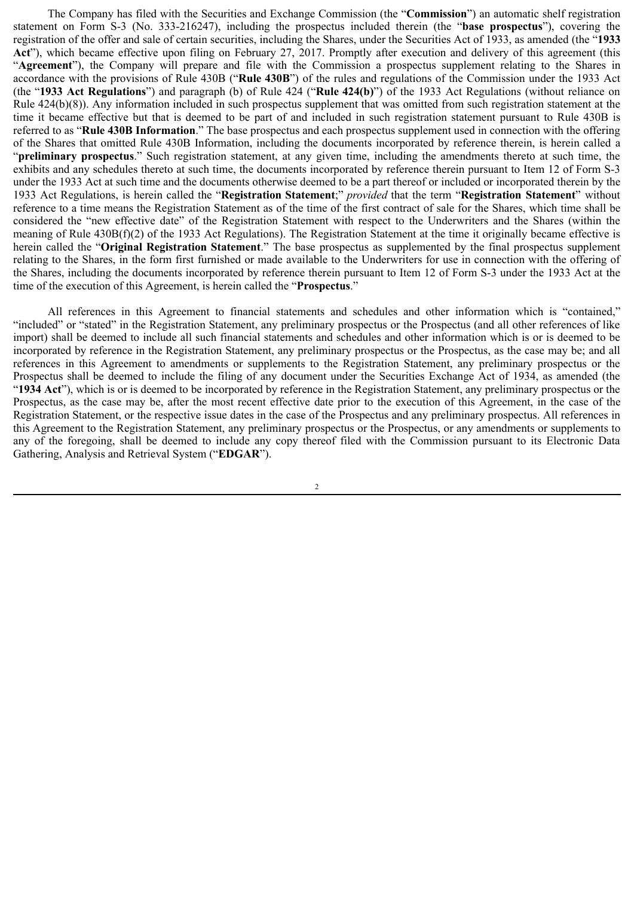The Company has filed with the Securities and Exchange Commission (the "**Commission**") an automatic shelf registration statement on Form S-3 (No. 333-216247), including the prospectus included therein (the "**base prospectus**"), covering the registration of the offer and sale of certain securities, including the Shares, under the Securities Act of 1933, as amended (the "**1933 Act**"), which became effective upon filing on February 27, 2017. Promptly after execution and delivery of this agreement (this "**Agreement**"), the Company will prepare and file with the Commission a prospectus supplement relating to the Shares in accordance with the provisions of Rule 430B ("**Rule 430B**") of the rules and regulations of the Commission under the 1933 Act (the "**1933 Act Regulations**") and paragraph (b) of Rule 424 ("**Rule 424(b)**") of the 1933 Act Regulations (without reliance on Rule 424(b)(8)). Any information included in such prospectus supplement that was omitted from such registration statement at the time it became effective but that is deemed to be part of and included in such registration statement pursuant to Rule 430B is referred to as "**Rule 430B Information**." The base prospectus and each prospectus supplement used in connection with the offering of the Shares that omitted Rule 430B Information, including the documents incorporated by reference therein, is herein called a "**preliminary prospectus**." Such registration statement, at any given time, including the amendments thereto at such time, the exhibits and any schedules thereto at such time, the documents incorporated by reference therein pursuant to Item 12 of Form S-3 under the 1933 Act at such time and the documents otherwise deemed to be a part thereof or included or incorporated therein by the 1933 Act Regulations, is herein called the "**Registration Statement**;" *provided* that the term "**Registration Statement**" without reference to a time means the Registration Statement as of the time of the first contract of sale for the Shares, which time shall be considered the "new effective date" of the Registration Statement with respect to the Underwriters and the Shares (within the meaning of Rule 430B(f)(2) of the 1933 Act Regulations). The Registration Statement at the time it originally became effective is herein called the "**Original Registration Statement**." The base prospectus as supplemented by the final prospectus supplement relating to the Shares, in the form first furnished or made available to the Underwriters for use in connection with the offering of the Shares, including the documents incorporated by reference therein pursuant to Item 12 of Form S-3 under the 1933 Act at the time of the execution of this Agreement, is herein called the "**Prospectus**."

All references in this Agreement to financial statements and schedules and other information which is "contained," "included" or "stated" in the Registration Statement, any preliminary prospectus or the Prospectus (and all other references of like import) shall be deemed to include all such financial statements and schedules and other information which is or is deemed to be incorporated by reference in the Registration Statement, any preliminary prospectus or the Prospectus, as the case may be; and all references in this Agreement to amendments or supplements to the Registration Statement, any preliminary prospectus or the Prospectus shall be deemed to include the filing of any document under the Securities Exchange Act of 1934, as amended (the "**1934 Act**"), which is or is deemed to be incorporated by reference in the Registration Statement, any preliminary prospectus or the Prospectus, as the case may be, after the most recent effective date prior to the execution of this Agreement, in the case of the Registration Statement, or the respective issue dates in the case of the Prospectus and any preliminary prospectus. All references in this Agreement to the Registration Statement, any preliminary prospectus or the Prospectus, or any amendments or supplements to any of the foregoing, shall be deemed to include any copy thereof filed with the Commission pursuant to its Electronic Data Gathering, Analysis and Retrieval System ("**EDGAR**").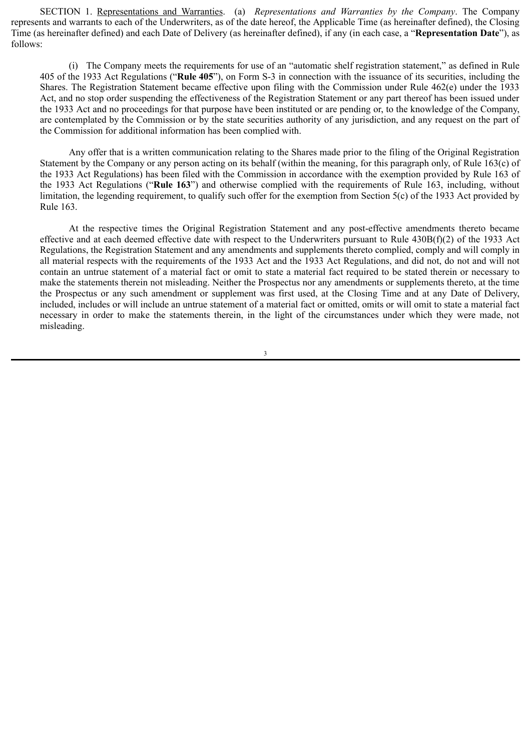SECTION 1. Representations and Warranties. (a) *Representations and Warranties by the Company*. The Company represents and warrants to each of the Underwriters, as of the date hereof, the Applicable Time (as hereinafter defined), the Closing Time (as hereinafter defined) and each Date of Delivery (as hereinafter defined), if any (in each case, a "**Representation Date**"), as follows:

(i) The Company meets the requirements for use of an "automatic shelf registration statement," as defined in Rule 405 of the 1933 Act Regulations ("**Rule 405**"), on Form S-3 in connection with the issuance of its securities, including the Shares. The Registration Statement became effective upon filing with the Commission under Rule 462(e) under the 1933 Act, and no stop order suspending the effectiveness of the Registration Statement or any part thereof has been issued under the 1933 Act and no proceedings for that purpose have been instituted or are pending or, to the knowledge of the Company, are contemplated by the Commission or by the state securities authority of any jurisdiction, and any request on the part of the Commission for additional information has been complied with.

Any offer that is a written communication relating to the Shares made prior to the filing of the Original Registration Statement by the Company or any person acting on its behalf (within the meaning, for this paragraph only, of Rule 163(c) of the 1933 Act Regulations) has been filed with the Commission in accordance with the exemption provided by Rule 163 of the 1933 Act Regulations ("**Rule 163**") and otherwise complied with the requirements of Rule 163, including, without limitation, the legending requirement, to qualify such offer for the exemption from Section 5(c) of the 1933 Act provided by Rule 163.

At the respective times the Original Registration Statement and any post-effective amendments thereto became effective and at each deemed effective date with respect to the Underwriters pursuant to Rule 430B(f)(2) of the 1933 Act Regulations, the Registration Statement and any amendments and supplements thereto complied, comply and will comply in all material respects with the requirements of the 1933 Act and the 1933 Act Regulations, and did not, do not and will not contain an untrue statement of a material fact or omit to state a material fact required to be stated therein or necessary to make the statements therein not misleading. Neither the Prospectus nor any amendments or supplements thereto, at the time the Prospectus or any such amendment or supplement was first used, at the Closing Time and at any Date of Delivery, included, includes or will include an untrue statement of a material fact or omitted, omits or will omit to state a material fact necessary in order to make the statements therein, in the light of the circumstances under which they were made, not misleading.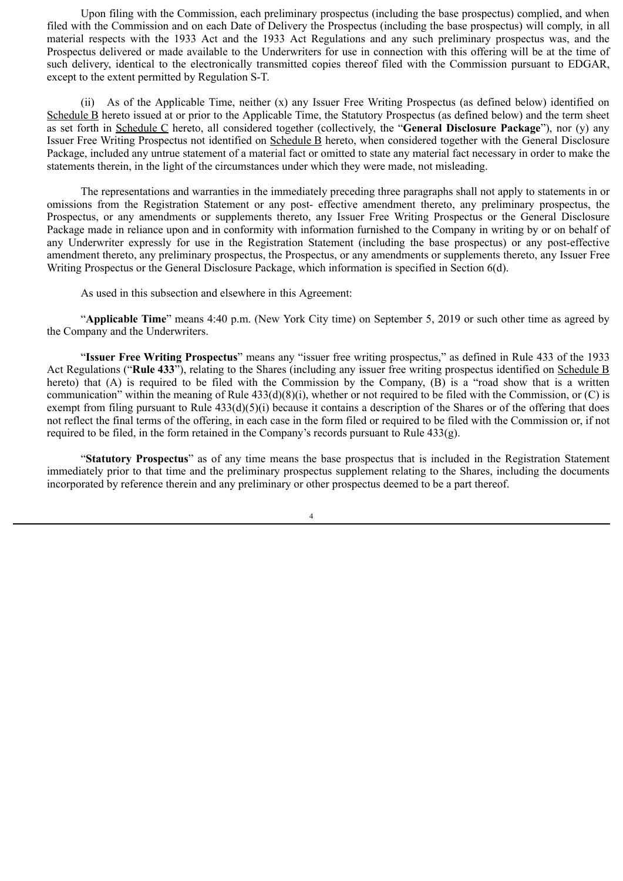Upon filing with the Commission, each preliminary prospectus (including the base prospectus) complied, and when filed with the Commission and on each Date of Delivery the Prospectus (including the base prospectus) will comply, in all material respects with the 1933 Act and the 1933 Act Regulations and any such preliminary prospectus was, and the Prospectus delivered or made available to the Underwriters for use in connection with this offering will be at the time of such delivery, identical to the electronically transmitted copies thereof filed with the Commission pursuant to EDGAR, except to the extent permitted by Regulation S-T.

(ii) As of the Applicable Time, neither (x) any Issuer Free Writing Prospectus (as defined below) identified on Schedule B hereto issued at or prior to the Applicable Time, the Statutory Prospectus (as defined below) and the term sheet as set forth in Schedule C hereto, all considered together (collectively, the "**General Disclosure Package**"), nor (y) any Issuer Free Writing Prospectus not identified on Schedule B hereto, when considered together with the General Disclosure Package, included any untrue statement of a material fact or omitted to state any material fact necessary in order to make the statements therein, in the light of the circumstances under which they were made, not misleading.

The representations and warranties in the immediately preceding three paragraphs shall not apply to statements in or omissions from the Registration Statement or any post- effective amendment thereto, any preliminary prospectus, the Prospectus, or any amendments or supplements thereto, any Issuer Free Writing Prospectus or the General Disclosure Package made in reliance upon and in conformity with information furnished to the Company in writing by or on behalf of any Underwriter expressly for use in the Registration Statement (including the base prospectus) or any post-effective amendment thereto, any preliminary prospectus, the Prospectus, or any amendments or supplements thereto, any Issuer Free Writing Prospectus or the General Disclosure Package, which information is specified in Section 6(d).

As used in this subsection and elsewhere in this Agreement:

"**Applicable Time**" means 4:40 p.m. (New York City time) on September 5, 2019 or such other time as agreed by the Company and the Underwriters.

"**Issuer Free Writing Prospectus**" means any "issuer free writing prospectus," as defined in Rule 433 of the 1933 Act Regulations ("**Rule 433**"), relating to the Shares (including any issuer free writing prospectus identified on Schedule B hereto) that (A) is required to be filed with the Commission by the Company, (B) is a "road show that is a written communication" within the meaning of Rule 433(d)(8)(i), whether or not required to be filed with the Commission, or (C) is exempt from filing pursuant to Rule 433(d)(5)(i) because it contains a description of the Shares or of the offering that does not reflect the final terms of the offering, in each case in the form filed or required to be filed with the Commission or, if not required to be filed, in the form retained in the Company's records pursuant to Rule 433(g).

"**Statutory Prospectus**" as of any time means the base prospectus that is included in the Registration Statement immediately prior to that time and the preliminary prospectus supplement relating to the Shares, including the documents incorporated by reference therein and any preliminary or other prospectus deemed to be a part thereof.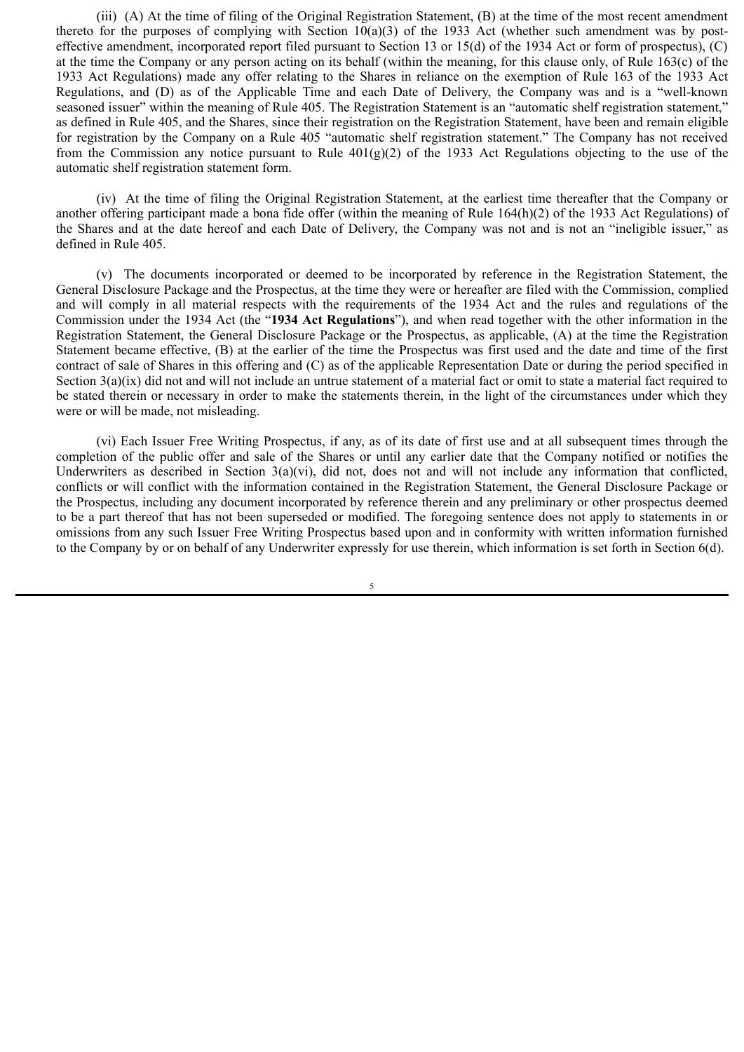(iii) (A) At the time of filing of the Original Registration Statement, (B) at the time of the most recent amendment thereto for the purposes of complying with Section 10(a)(3) of the 1933 Act (whether such amendment was by post-effective amendment, incorporated report filed pursuant to Section 13 or 15(d) of the 1934 Act or form of prospectus), (C) at the time the Company or any person acting on its behalf (within the meaning, for this clause only, of Rule 163(c) of the 1933 Act Regulations) made any offer relating to the Shares in reliance on the exemption of Rule 163 of the 1933 Act Regulations, and (D) as of the Applicable Time and each Date of Delivery, the Company was and is a "well-known seasoned issuer" within the meaning of Rule 405. The Registration Statement is an "automatic shelf registration statement," as defined in Rule 405, and the Shares, since their registration on the Registration Statement, have been and remain eligible for registration by the Company on a Rule 405 "automatic shelf registration statement." The Company has not received from the Commission any notice pursuant to Rule 401(g)(2) of the 1933 Act Regulations objecting to the use of the automatic shelf registration statement form.

(iv) At the time of filing the Original Registration Statement, at the earliest time thereafter that the Company or another offering participant made a bona fide offer (within the meaning of Rule 164(h)(2) of the 1933 Act Regulations) of the Shares and at the date hereof and each Date of Delivery, the Company was not and is not an "ineligible issuer," as defined in Rule 405.

(v) The documents incorporated or deemed to be incorporated by reference in the Registration Statement, the General Disclosure Package and the Prospectus, at the time they were or hereafter are filed with the Commission, complied and will comply in all material respects with the requirements of the 1934 Act and the rules and regulations of the Commission under the 1934 Act (the "**1934 Act Regulations**"), and when read together with the other information in the Registration Statement, the General Disclosure Package or the Prospectus, as applicable, (A) at the time the Registration Statement became effective, (B) at the earlier of the time the Prospectus was first used and the date and time of the first contract of sale of Shares in this offering and (C) as of the applicable Representation Date or during the period specified in Section 3(a)(ix) did not and will not include an untrue statement of a material fact or omit to state a material fact required to be stated therein or necessary in order to make the statements therein, in the light of the circumstances under which they were or will be made, not misleading.

(vi) Each Issuer Free Writing Prospectus, if any, as of its date of first use and at all subsequent times through the completion of the public offer and sale of the Shares or until any earlier date that the Company notified or notifies the Underwriters as described in Section 3(a)(vi), did not, does not and will not include any information that conflicted, conflicts or will conflict with the information contained in the Registration Statement, the General Disclosure Package or the Prospectus, including any document incorporated by reference therein and any preliminary or other prospectus deemed to be a part thereof that has not been superseded or modified. The foregoing sentence does not apply to statements in or omissions from any such Issuer Free Writing Prospectus based upon and in conformity with written information furnished to the Company by or on behalf of any Underwriter expressly for use therein, which information is set forth in Section 6(d).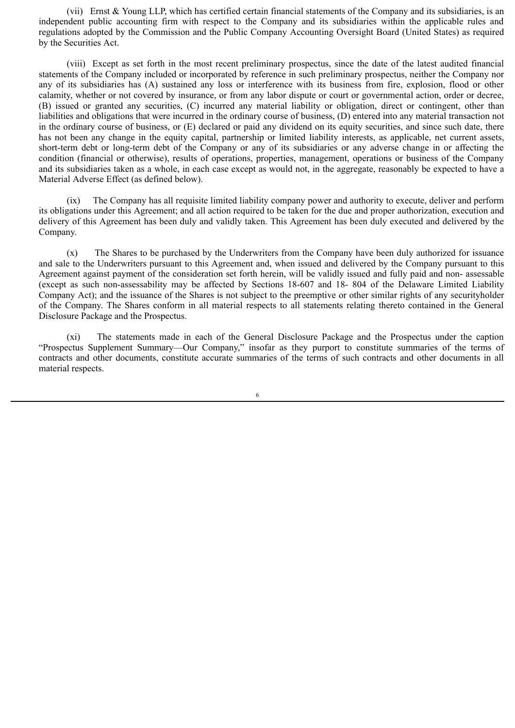(vii) Ernst & Young LLP, which has certified certain financial statements of the Company and its subsidiaries, is an independent public accounting firm with respect to the Company and its subsidiaries within the applicable rules and regulations adopted by the Commission and the Public Company Accounting Oversight Board (United States) as required by the Securities Act.

(viii) Except as set forth in the most recent preliminary prospectus, since the date of the latest audited financial statements of the Company included or incorporated by reference in such preliminary prospectus, neither the Company nor any of its subsidiaries has (A) sustained any loss or interference with its business from fire, explosion, flood or other calamity, whether or not covered by insurance, or from any labor dispute or court or governmental action, order or decree, (B) issued or granted any securities, (C) incurred any material liability or obligation, direct or contingent, other than liabilities and obligations that were incurred in the ordinary course of business, (D) entered into any material transaction not in the ordinary course of business, or (E) declared or paid any dividend on its equity securities, and since such date, there has not been any change in the equity capital, partnership or limited liability interests, as applicable, net current assets, short-term debt or long-term debt of the Company or any of its subsidiaries or any adverse change in or affecting the condition (financial or otherwise), results of operations, properties, management, operations or business of the Company and its subsidiaries taken as a whole, in each case except as would not, in the aggregate, reasonably be expected to have a Material Adverse Effect (as defined below).

(ix) The Company has all requisite limited liability company power and authority to execute, deliver and perform its obligations under this Agreement; and all action required to be taken for the due and proper authorization, execution and delivery of this Agreement has been duly and validly taken. This Agreement has been duly executed and delivered by the Company.

(x) The Shares to be purchased by the Underwriters from the Company have been duly authorized for issuance and sale to the Underwriters pursuant to this Agreement and, when issued and delivered by the Company pursuant to this Agreement against payment of the consideration set forth herein, will be validly issued and fully paid and non- assessable (except as such non-assessability may be affected by Sections 18-607 and 18- 804 of the Delaware Limited Liability Company Act); and the issuance of the Shares is not subject to the preemptive or other similar rights of any securityholder of the Company. The Shares conform in all material respects to all statements relating thereto contained in the General Disclosure Package and the Prospectus.

(xi) The statements made in each of the General Disclosure Package and the Prospectus under the caption "Prospectus Supplement Summary—Our Company," insofar as they purport to constitute summaries of the terms of contracts and other documents, constitute accurate summaries of the terms of such contracts and other documents in all material respects.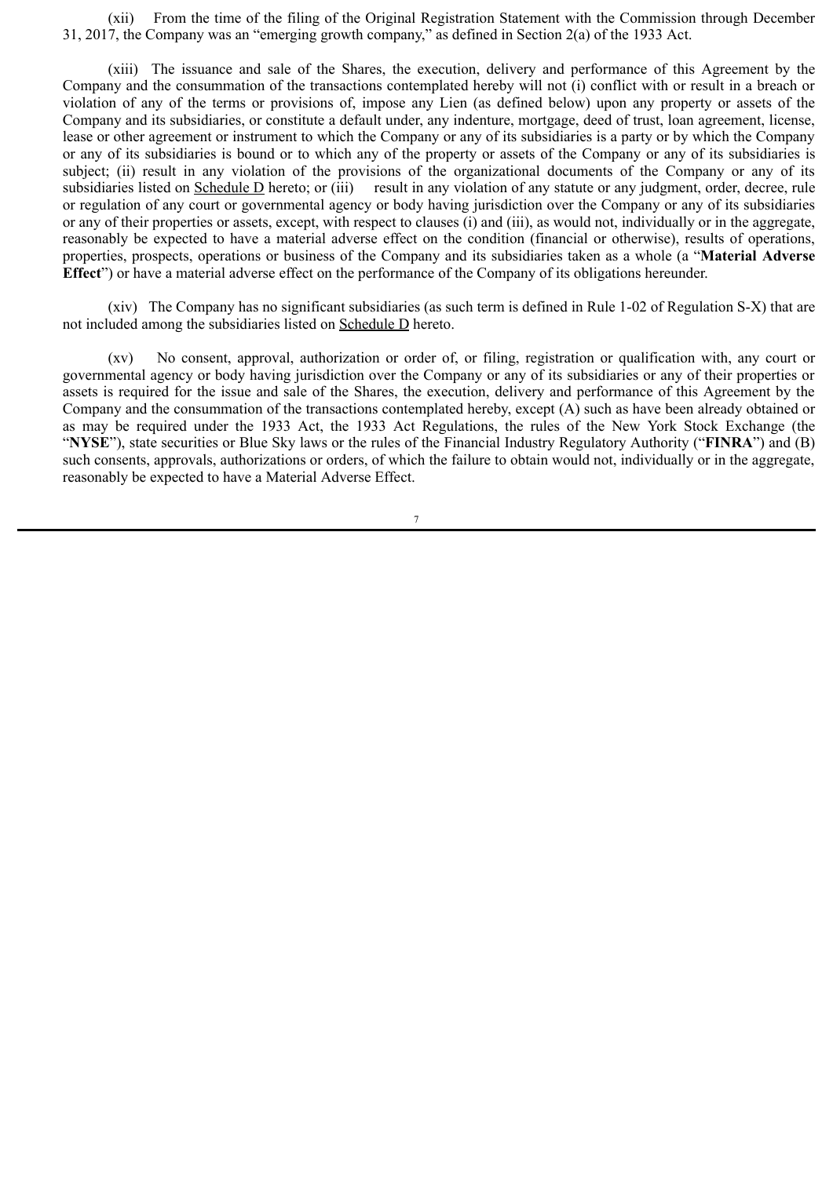(xii) From the time of the filing of the Original Registration Statement with the Commission through December 31, 2017, the Company was an "emerging growth company," as defined in Section 2(a) of the 1933 Act.

(xiii) The issuance and sale of the Shares, the execution, delivery and performance of this Agreement by the Company and the consummation of the transactions contemplated hereby will not (i) conflict with or result in a breach or violation of any of the terms or provisions of, impose any Lien (as defined below) upon any property or assets of the Company and its subsidiaries, or constitute a default under, any indenture, mortgage, deed of trust, loan agreement, license, lease or other agreement or instrument to which the Company or any of its subsidiaries is a party or by which the Company or any of its subsidiaries is bound or to which any of the property or assets of the Company or any of its subsidiaries is subject; (ii) result in any violation of the provisions of the organizational documents of the Company or any of its subsidiaries listed on Schedule D hereto; or (iii) result in any violation of any statute or any judgment, order, decree, rule or regulation of any court or governmental agency or body having jurisdiction over the Company or any of its subsidiaries or any of their properties or assets, except, with respect to clauses (i) and (iii), as would not, individually or in the aggregate, reasonably be expected to have a material adverse effect on the condition (financial or otherwise), results of operations, properties, prospects, operations or business of the Company and its subsidiaries taken as a whole (a "**Material Adverse Effect**") or have a material adverse effect on the performance of the Company of its obligations hereunder.

(xiv) The Company has no significant subsidiaries (as such term is defined in Rule 1-02 of Regulation S-X) that are not included among the subsidiaries listed on Schedule D hereto.

(xv) No consent, approval, authorization or order of, or filing, registration or qualification with, any court or governmental agency or body having jurisdiction over the Company or any of its subsidiaries or any of their properties or assets is required for the issue and sale of the Shares, the execution, delivery and performance of this Agreement by the Company and the consummation of the transactions contemplated hereby, except (A) such as have been already obtained or as may be required under the 1933 Act, the 1933 Act Regulations, the rules of the New York Stock Exchange (the "**NYSE**"), state securities or Blue Sky laws or the rules of the Financial Industry Regulatory Authority ("**FINRA**") and (B) such consents, approvals, authorizations or orders, of which the failure to obtain would not, individually or in the aggregate, reasonably be expected to have a Material Adverse Effect.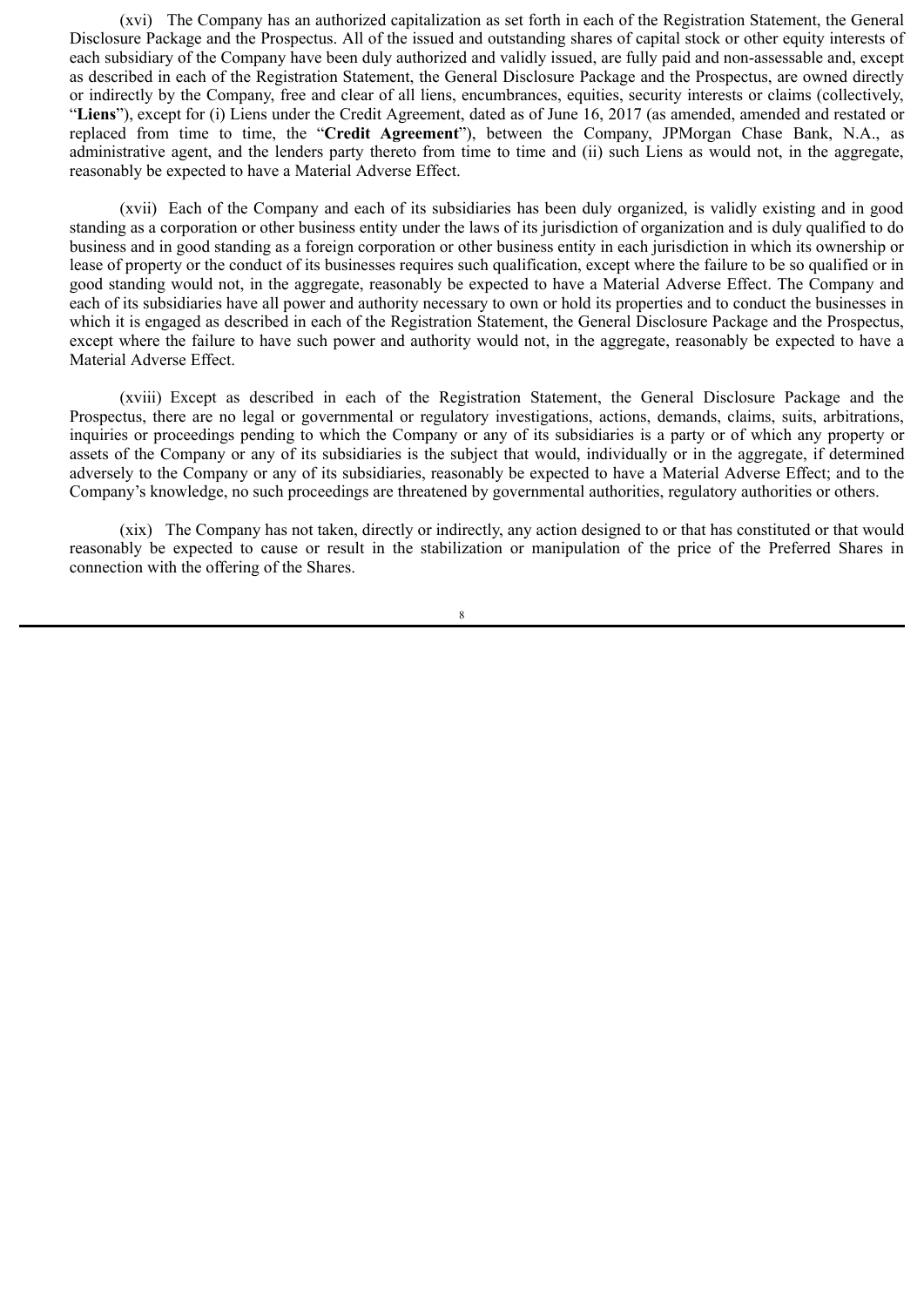(xvi) The Company has an authorized capitalization as set forth in each of the Registration Statement, the General Disclosure Package and the Prospectus. All of the issued and outstanding shares of capital stock or other equity interests of each subsidiary of the Company have been duly authorized and validly issued, are fully paid and non-assessable and, except as described in each of the Registration Statement, the General Disclosure Package and the Prospectus, are owned directly or indirectly by the Company, free and clear of all liens, encumbrances, equities, security interests or claims (collectively, "**Liens**"), except for (i) Liens under the Credit Agreement, dated as of June 16, 2017 (as amended, amended and restated or replaced from time to time, the "**Credit Agreement**"), between the Company, JPMorgan Chase Bank, N.A., as administrative agent, and the lenders party thereto from time to time and (ii) such Liens as would not, in the aggregate, reasonably be expected to have a Material Adverse Effect.

(xvii) Each of the Company and each of its subsidiaries has been duly organized, is validly existing and in good standing as a corporation or other business entity under the laws of its jurisdiction of organization and is duly qualified to do business and in good standing as a foreign corporation or other business entity in each jurisdiction in which its ownership or lease of property or the conduct of its businesses requires such qualification, except where the failure to be so qualified or in good standing would not, in the aggregate, reasonably be expected to have a Material Adverse Effect. The Company and each of its subsidiaries have all power and authority necessary to own or hold its properties and to conduct the businesses in which it is engaged as described in each of the Registration Statement, the General Disclosure Package and the Prospectus, except where the failure to have such power and authority would not, in the aggregate, reasonably be expected to have a Material Adverse Effect.

(xviii) Except as described in each of the Registration Statement, the General Disclosure Package and the Prospectus, there are no legal or governmental or regulatory investigations, actions, demands, claims, suits, arbitrations, inquiries or proceedings pending to which the Company or any of its subsidiaries is a party or of which any property or assets of the Company or any of its subsidiaries is the subject that would, individually or in the aggregate, if determined adversely to the Company or any of its subsidiaries, reasonably be expected to have a Material Adverse Effect; and to the Company's knowledge, no such proceedings are threatened by governmental authorities, regulatory authorities or others.

(xix) The Company has not taken, directly or indirectly, any action designed to or that has constituted or that would reasonably be expected to cause or result in the stabilization or manipulation of the price of the Preferred Shares in connection with the offering of the Shares.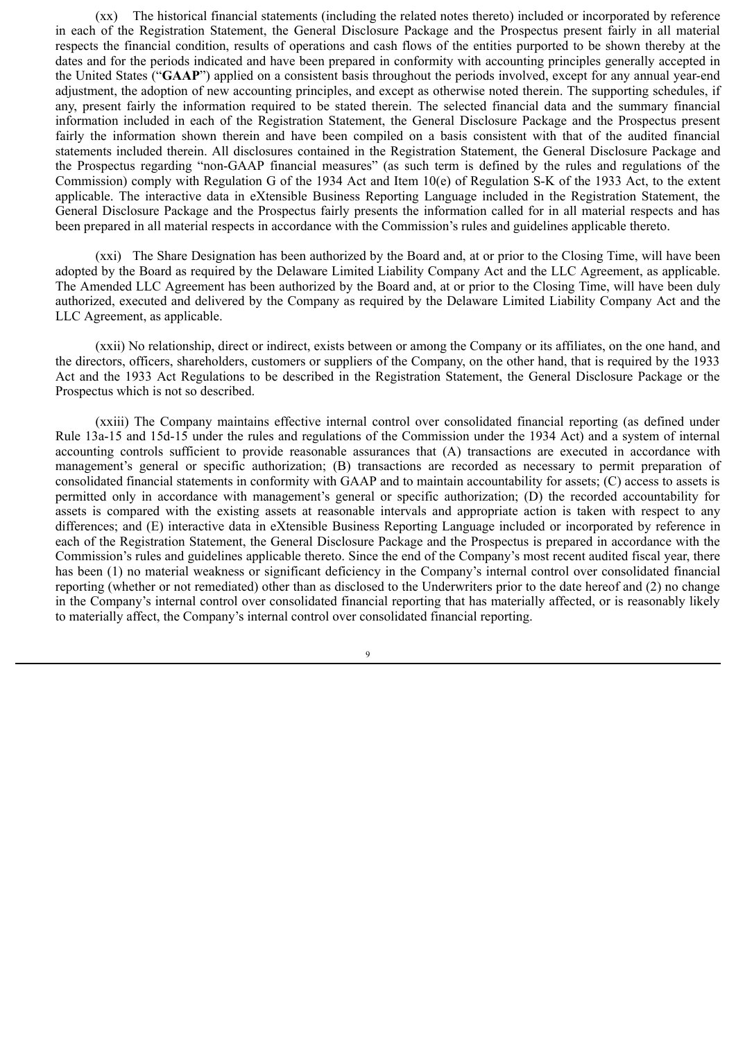(xx) The historical financial statements (including the related notes thereto) included or incorporated by reference in each of the Registration Statement, the General Disclosure Package and the Prospectus present fairly in all material respects the financial condition, results of operations and cash flows of the entities purported to be shown thereby at the dates and for the periods indicated and have been prepared in conformity with accounting principles generally accepted in the United States ("**GAAP**") applied on a consistent basis throughout the periods involved, except for any annual year-end adjustment, the adoption of new accounting principles, and except as otherwise noted therein. The supporting schedules, if any, present fairly the information required to be stated therein. The selected financial data and the summary financial information included in each of the Registration Statement, the General Disclosure Package and the Prospectus present fairly the information shown therein and have been compiled on a basis consistent with that of the audited financial statements included therein. All disclosures contained in the Registration Statement, the General Disclosure Package and the Prospectus regarding "non-GAAP financial measures" (as such term is defined by the rules and regulations of the Commission) comply with Regulation G of the 1934 Act and Item 10(e) of Regulation S-K of the 1933 Act, to the extent applicable. The interactive data in eXtensible Business Reporting Language included in the Registration Statement, the General Disclosure Package and the Prospectus fairly presents the information called for in all material respects and has been prepared in all material respects in accordance with the Commission's rules and guidelines applicable thereto.

(xxi) The Share Designation has been authorized by the Board and, at or prior to the Closing Time, will have been adopted by the Board as required by the Delaware Limited Liability Company Act and the LLC Agreement, as applicable. The Amended LLC Agreement has been authorized by the Board and, at or prior to the Closing Time, will have been duly authorized, executed and delivered by the Company as required by the Delaware Limited Liability Company Act and the LLC Agreement, as applicable.

(xxii) No relationship, direct or indirect, exists between or among the Company or its affiliates, on the one hand, and the directors, officers, shareholders, customers or suppliers of the Company, on the other hand, that is required by the 1933 Act and the 1933 Act Regulations to be described in the Registration Statement, the General Disclosure Package or the Prospectus which is not so described.

(xxiii) The Company maintains effective internal control over consolidated financial reporting (as defined under Rule 13a-15 and 15d-15 under the rules and regulations of the Commission under the 1934 Act) and a system of internal accounting controls sufficient to provide reasonable assurances that (A) transactions are executed in accordance with management's general or specific authorization; (B) transactions are recorded as necessary to permit preparation of consolidated financial statements in conformity with GAAP and to maintain accountability for assets; (C) access to assets is permitted only in accordance with management's general or specific authorization; (D) the recorded accountability for assets is compared with the existing assets at reasonable intervals and appropriate action is taken with respect to any differences; and (E) interactive data in eXtensible Business Reporting Language included or incorporated by reference in each of the Registration Statement, the General Disclosure Package and the Prospectus is prepared in accordance with the Commission's rules and guidelines applicable thereto. Since the end of the Company's most recent audited fiscal year, there has been (1) no material weakness or significant deficiency in the Company's internal control over consolidated financial reporting (whether or not remediated) other than as disclosed to the Underwriters prior to the date hereof and (2) no change in the Company's internal control over consolidated financial reporting that has materially affected, or is reasonably likely to materially affect, the Company's internal control over consolidated financial reporting.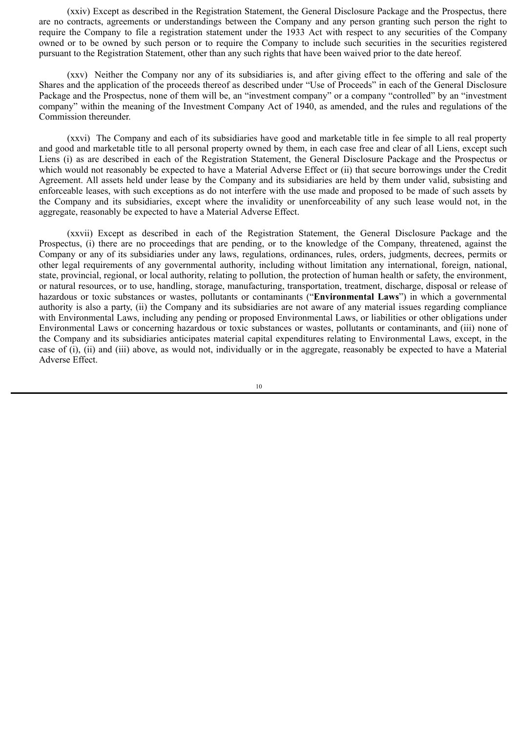(xxiv) Except as described in the Registration Statement, the General Disclosure Package and the Prospectus, there are no contracts, agreements or understandings between the Company and any person granting such person the right to require the Company to file a registration statement under the 1933 Act with respect to any securities of the Company owned or to be owned by such person or to require the Company to include such securities in the securities registered pursuant to the Registration Statement, other than any such rights that have been waived prior to the date hereof.

(xxv) Neither the Company nor any of its subsidiaries is, and after giving effect to the offering and sale of the Shares and the application of the proceeds thereof as described under "Use of Proceeds" in each of the General Disclosure Package and the Prospectus, none of them will be, an "investment company" or a company "controlled" by an "investment company" within the meaning of the Investment Company Act of 1940, as amended, and the rules and regulations of the Commission thereunder.

(xxvi) The Company and each of its subsidiaries have good and marketable title in fee simple to all real property and good and marketable title to all personal property owned by them, in each case free and clear of all Liens, except such Liens (i) as are described in each of the Registration Statement, the General Disclosure Package and the Prospectus or which would not reasonably be expected to have a Material Adverse Effect or (ii) that secure borrowings under the Credit Agreement. All assets held under lease by the Company and its subsidiaries are held by them under valid, subsisting and enforceable leases, with such exceptions as do not interfere with the use made and proposed to be made of such assets by the Company and its subsidiaries, except where the invalidity or unenforceability of any such lease would not, in the aggregate, reasonably be expected to have a Material Adverse Effect.

(xxvii) Except as described in each of the Registration Statement, the General Disclosure Package and the Prospectus, (i) there are no proceedings that are pending, or to the knowledge of the Company, threatened, against the Company or any of its subsidiaries under any laws, regulations, ordinances, rules, orders, judgments, decrees, permits or other legal requirements of any governmental authority, including without limitation any international, foreign, national, state, provincial, regional, or local authority, relating to pollution, the protection of human health or safety, the environment, or natural resources, or to use, handling, storage, manufacturing, transportation, treatment, discharge, disposal or release of hazardous or toxic substances or wastes, pollutants or contaminants ("**Environmental Laws**") in which a governmental authority is also a party, (ii) the Company and its subsidiaries are not aware of any material issues regarding compliance with Environmental Laws, including any pending or proposed Environmental Laws, or liabilities or other obligations under Environmental Laws or concerning hazardous or toxic substances or wastes, pollutants or contaminants, and (iii) none of the Company and its subsidiaries anticipates material capital expenditures relating to Environmental Laws, except, in the case of (i), (ii) and (iii) above, as would not, individually or in the aggregate, reasonably be expected to have a Material Adverse Effect.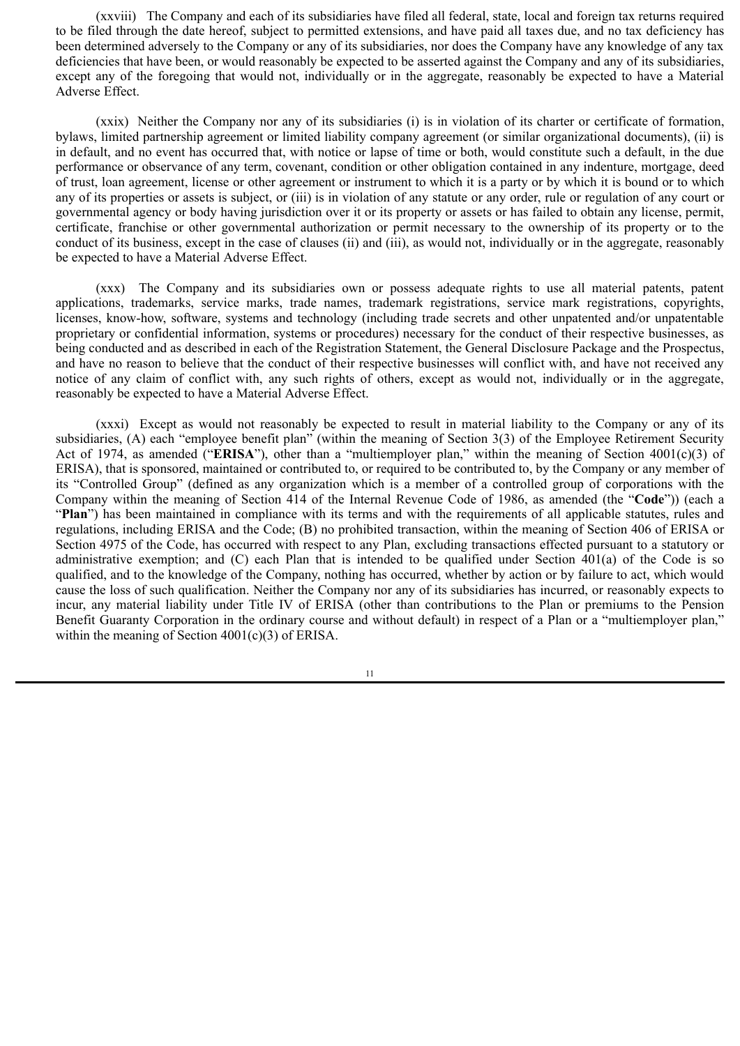(xxviii) The Company and each of its subsidiaries have filed all federal, state, local and foreign tax returns required to be filed through the date hereof, subject to permitted extensions, and have paid all taxes due, and no tax deficiency has been determined adversely to the Company or any of its subsidiaries, nor does the Company have any knowledge of any tax deficiencies that have been, or would reasonably be expected to be asserted against the Company and any of its subsidiaries, except any of the foregoing that would not, individually or in the aggregate, reasonably be expected to have a Material Adverse Effect.

(xxix) Neither the Company nor any of its subsidiaries (i) is in violation of its charter or certificate of formation, bylaws, limited partnership agreement or limited liability company agreement (or similar organizational documents), (ii) is in default, and no event has occurred that, with notice or lapse of time or both, would constitute such a default, in the due performance or observance of any term, covenant, condition or other obligation contained in any indenture, mortgage, deed of trust, loan agreement, license or other agreement or instrument to which it is a party or by which it is bound or to which any of its properties or assets is subject, or (iii) is in violation of any statute or any order, rule or regulation of any court or governmental agency or body having jurisdiction over it or its property or assets or has failed to obtain any license, permit, certificate, franchise or other governmental authorization or permit necessary to the ownership of its property or to the conduct of its business, except in the case of clauses (ii) and (iii), as would not, individually or in the aggregate, reasonably be expected to have a Material Adverse Effect.

(xxx) The Company and its subsidiaries own or possess adequate rights to use all material patents, patent applications, trademarks, service marks, trade names, trademark registrations, service mark registrations, copyrights, licenses, know-how, software, systems and technology (including trade secrets and other unpatented and/or unpatentable proprietary or confidential information, systems or procedures) necessary for the conduct of their respective businesses, as being conducted and as described in each of the Registration Statement, the General Disclosure Package and the Prospectus, and have no reason to believe that the conduct of their respective businesses will conflict with, and have not received any notice of any claim of conflict with, any such rights of others, except as would not, individually or in the aggregate, reasonably be expected to have a Material Adverse Effect.

(xxxi) Except as would not reasonably be expected to result in material liability to the Company or any of its subsidiaries, (A) each "employee benefit plan" (within the meaning of Section 3(3) of the Employee Retirement Security Act of 1974, as amended ("**ERISA**"), other than a "multiemployer plan," within the meaning of Section 4001(c)(3) of ERISA), that is sponsored, maintained or contributed to, or required to be contributed to, by the Company or any member of its "Controlled Group" (defined as any organization which is a member of a controlled group of corporations with the Company within the meaning of Section 414 of the Internal Revenue Code of 1986, as amended (the "**Code**")) (each a "**Plan**") has been maintained in compliance with its terms and with the requirements of all applicable statutes, rules and regulations, including ERISA and the Code; (B) no prohibited transaction, within the meaning of Section 406 of ERISA or Section 4975 of the Code, has occurred with respect to any Plan, excluding transactions effected pursuant to a statutory or administrative exemption; and (C) each Plan that is intended to be qualified under Section 401(a) of the Code is so qualified, and to the knowledge of the Company, nothing has occurred, whether by action or by failure to act, which would cause the loss of such qualification. Neither the Company nor any of its subsidiaries has incurred, or reasonably expects to incur, any material liability under Title IV of ERISA (other than contributions to the Plan or premiums to the Pension Benefit Guaranty Corporation in the ordinary course and without default) in respect of a Plan or a "multiemployer plan," within the meaning of Section 4001(c)(3) of ERISA.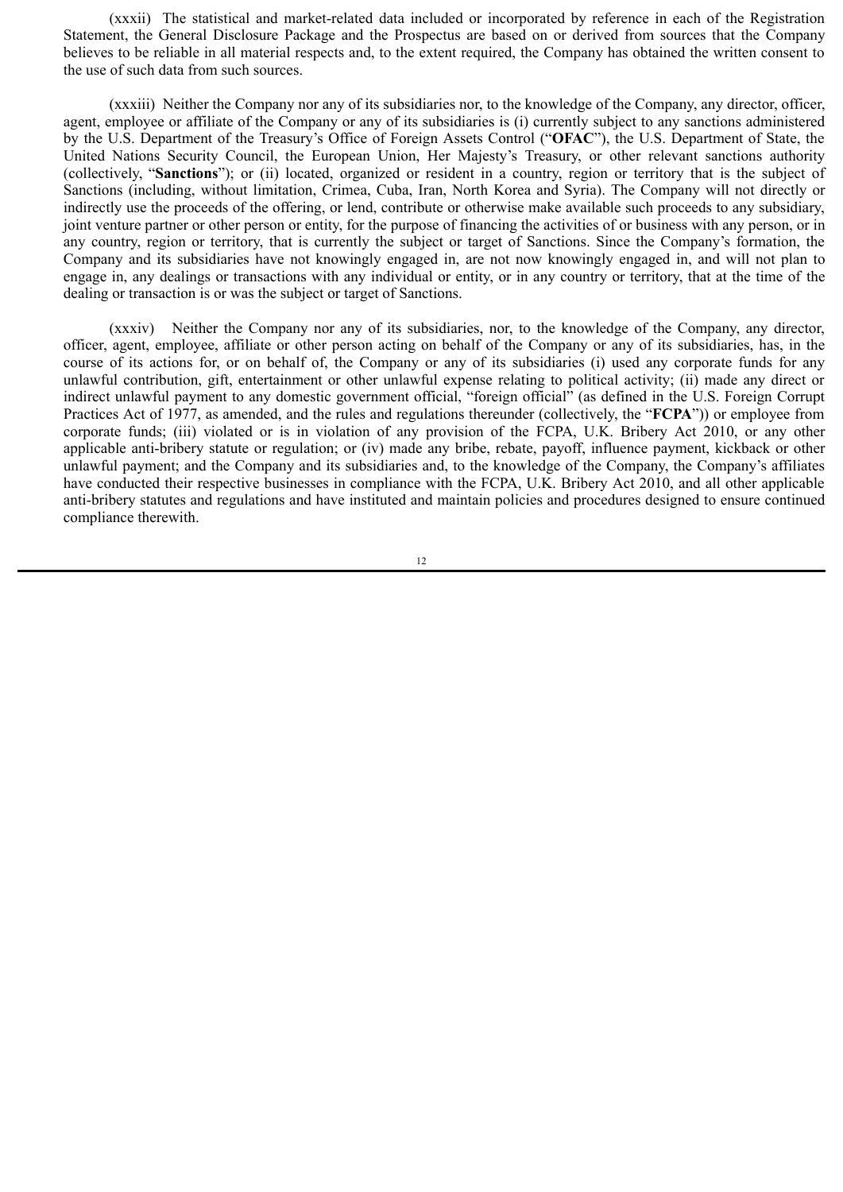(xxxii) The statistical and market-related data included or incorporated by reference in each of the Registration Statement, the General Disclosure Package and the Prospectus are based on or derived from sources that the Company believes to be reliable in all material respects and, to the extent required, the Company has obtained the written consent to the use of such data from such sources.

(xxxiii) Neither the Company nor any of its subsidiaries nor, to the knowledge of the Company, any director, officer, agent, employee or affiliate of the Company or any of its subsidiaries is (i) currently subject to any sanctions administered by the U.S. Department of the Treasury's Office of Foreign Assets Control ("**OFAC**"), the U.S. Department of State, the United Nations Security Council, the European Union, Her Majesty's Treasury, or other relevant sanctions authority (collectively, "**Sanctions**"); or (ii) located, organized or resident in a country, region or territory that is the subject of Sanctions (including, without limitation, Crimea, Cuba, Iran, North Korea and Syria). The Company will not directly or indirectly use the proceeds of the offering, or lend, contribute or otherwise make available such proceeds to any subsidiary, joint venture partner or other person or entity, for the purpose of financing the activities of or business with any person, or in any country, region or territory, that is currently the subject or target of Sanctions. Since the Company's formation, the Company and its subsidiaries have not knowingly engaged in, are not now knowingly engaged in, and will not plan to engage in, any dealings or transactions with any individual or entity, or in any country or territory, that at the time of the dealing or transaction is or was the subject or target of Sanctions.

(xxxiv) Neither the Company nor any of its subsidiaries, nor, to the knowledge of the Company, any director, officer, agent, employee, affiliate or other person acting on behalf of the Company or any of its subsidiaries, has, in the course of its actions for, or on behalf of, the Company or any of its subsidiaries (i) used any corporate funds for any unlawful contribution, gift, entertainment or other unlawful expense relating to political activity; (ii) made any direct or indirect unlawful payment to any domestic government official, "foreign official" (as defined in the U.S. Foreign Corrupt Practices Act of 1977, as amended, and the rules and regulations thereunder (collectively, the "**FCPA**")) or employee from corporate funds; (iii) violated or is in violation of any provision of the FCPA, U.K. Bribery Act 2010, or any other applicable anti-bribery statute or regulation; or (iv) made any bribe, rebate, payoff, influence payment, kickback or other unlawful payment; and the Company and its subsidiaries and, to the knowledge of the Company, the Company's affiliates have conducted their respective businesses in compliance with the FCPA, U.K. Bribery Act 2010, and all other applicable anti-bribery statutes and regulations and have instituted and maintain policies and procedures designed to ensure continued compliance therewith.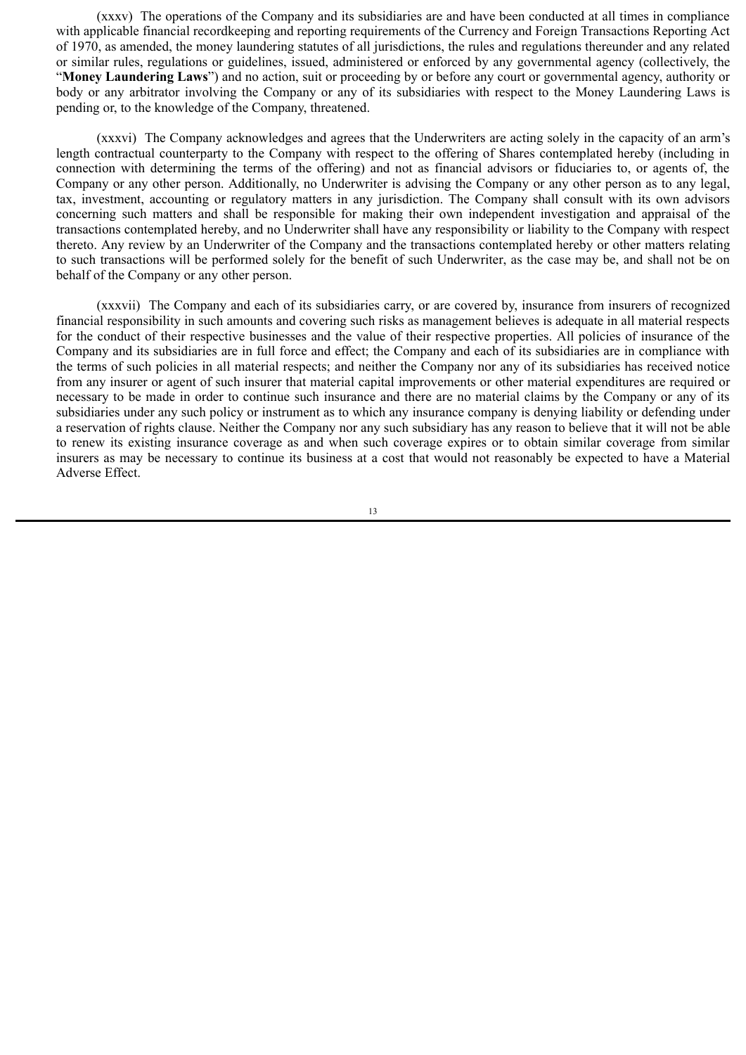(xxxv) The operations of the Company and its subsidiaries are and have been conducted at all times in compliance with applicable financial recordkeeping and reporting requirements of the Currency and Foreign Transactions Reporting Act of 1970, as amended, the money laundering statutes of all jurisdictions, the rules and regulations thereunder and any related or similar rules, regulations or guidelines, issued, administered or enforced by any governmental agency (collectively, the "**Money Laundering Laws**") and no action, suit or proceeding by or before any court or governmental agency, authority or body or any arbitrator involving the Company or any of its subsidiaries with respect to the Money Laundering Laws is pending or, to the knowledge of the Company, threatened.

(xxxvi) The Company acknowledges and agrees that the Underwriters are acting solely in the capacity of an arm's length contractual counterparty to the Company with respect to the offering of Shares contemplated hereby (including in connection with determining the terms of the offering) and not as financial advisors or fiduciaries to, or agents of, the Company or any other person. Additionally, no Underwriter is advising the Company or any other person as to any legal, tax, investment, accounting or regulatory matters in any jurisdiction. The Company shall consult with its own advisors concerning such matters and shall be responsible for making their own independent investigation and appraisal of the transactions contemplated hereby, and no Underwriter shall have any responsibility or liability to the Company with respect thereto. Any review by an Underwriter of the Company and the transactions contemplated hereby or other matters relating to such transactions will be performed solely for the benefit of such Underwriter, as the case may be, and shall not be on behalf of the Company or any other person.

(xxxvii) The Company and each of its subsidiaries carry, or are covered by, insurance from insurers of recognized financial responsibility in such amounts and covering such risks as management believes is adequate in all material respects for the conduct of their respective businesses and the value of their respective properties. All policies of insurance of the Company and its subsidiaries are in full force and effect; the Company and each of its subsidiaries are in compliance with the terms of such policies in all material respects; and neither the Company nor any of its subsidiaries has received notice from any insurer or agent of such insurer that material capital improvements or other material expenditures are required or necessary to be made in order to continue such insurance and there are no material claims by the Company or any of its subsidiaries under any such policy or instrument as to which any insurance company is denying liability or defending under a reservation of rights clause. Neither the Company nor any such subsidiary has any reason to believe that it will not be able to renew its existing insurance coverage as and when such coverage expires or to obtain similar coverage from similar insurers as may be necessary to continue its business at a cost that would not reasonably be expected to have a Material Adverse Effect.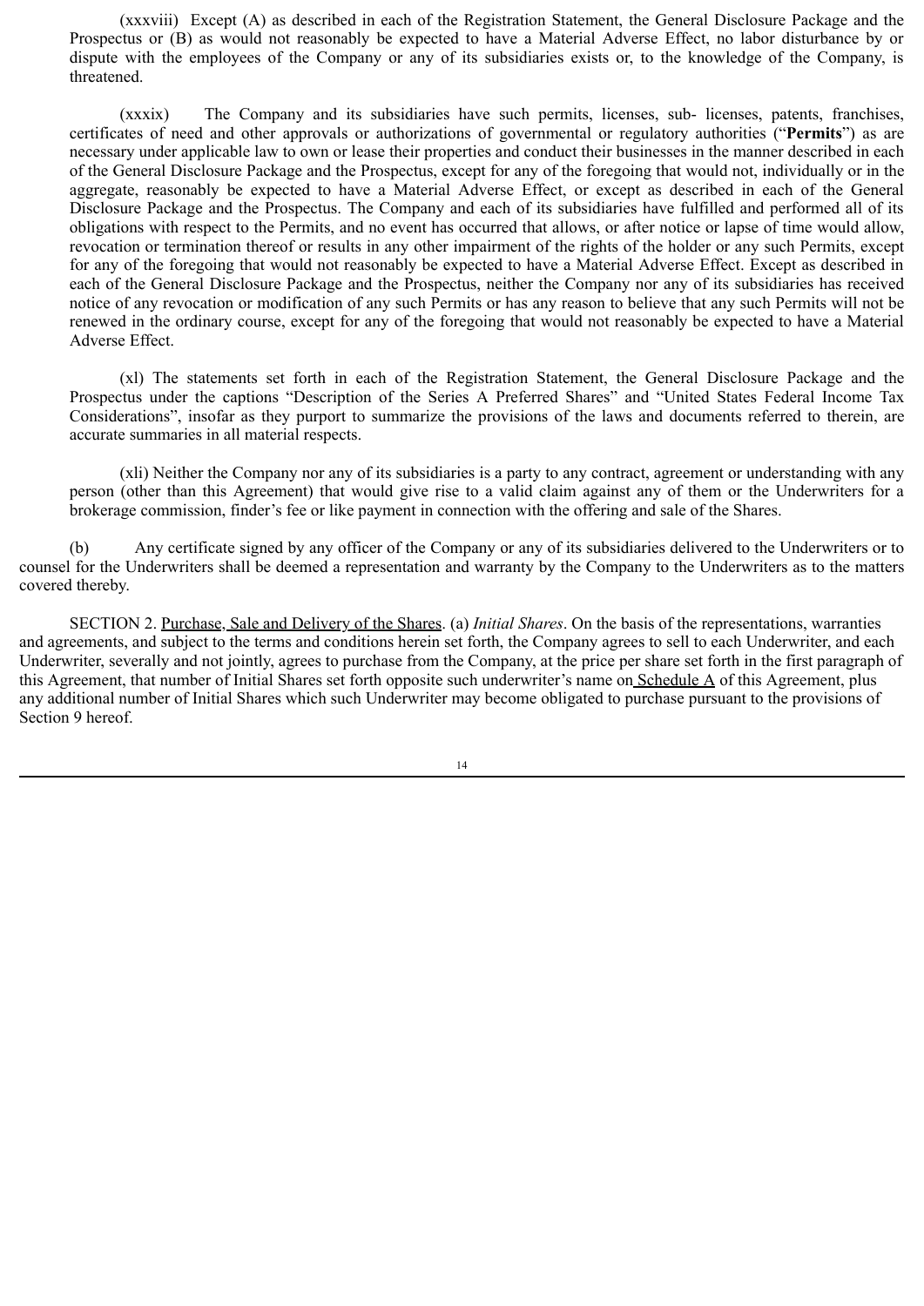(xxxviii) Except (A) as described in each of the Registration Statement, the General Disclosure Package and the Prospectus or (B) as would not reasonably be expected to have a Material Adverse Effect, no labor disturbance by or dispute with the employees of the Company or any of its subsidiaries exists or, to the knowledge of the Company, is threatened.

(xxxix) The Company and its subsidiaries have such permits, licenses, sub- licenses, patents, franchises, certificates of need and other approvals or authorizations of governmental or regulatory authorities ("**Permits**") as are necessary under applicable law to own or lease their properties and conduct their businesses in the manner described in each of the General Disclosure Package and the Prospectus, except for any of the foregoing that would not, individually or in the aggregate, reasonably be expected to have a Material Adverse Effect, or except as described in each of the General Disclosure Package and the Prospectus. The Company and each of its subsidiaries have fulfilled and performed all of its obligations with respect to the Permits, and no event has occurred that allows, or after notice or lapse of time would allow, revocation or termination thereof or results in any other impairment of the rights of the holder or any such Permits, except for any of the foregoing that would not reasonably be expected to have a Material Adverse Effect. Except as described in each of the General Disclosure Package and the Prospectus, neither the Company nor any of its subsidiaries has received notice of any revocation or modification of any such Permits or has any reason to believe that any such Permits will not be renewed in the ordinary course, except for any of the foregoing that would not reasonably be expected to have a Material Adverse Effect.

(xl) The statements set forth in each of the Registration Statement, the General Disclosure Package and the Prospectus under the captions "Description of the Series A Preferred Shares" and "United States Federal Income Tax Considerations", insofar as they purport to summarize the provisions of the laws and documents referred to therein, are accurate summaries in all material respects.

(xli) Neither the Company nor any of its subsidiaries is a party to any contract, agreement or understanding with any person (other than this Agreement) that would give rise to a valid claim against any of them or the Underwriters for a brokerage commission, finder's fee or like payment in connection with the offering and sale of the Shares.

(b) Any certificate signed by any officer of the Company or any of its subsidiaries delivered to the Underwriters or to counsel for the Underwriters shall be deemed a representation and warranty by the Company to the Underwriters as to the matters covered thereby.

SECTION 2. Purchase, Sale and Delivery of the Shares. (a) *Initial Shares*. On the basis of the representations, warranties and agreements, and subject to the terms and conditions herein set forth, the Company agrees to sell to each Underwriter, and each Underwriter, severally and not jointly, agrees to purchase from the Company, at the price per share set forth in the first paragraph of this Agreement, that number of Initial Shares set forth opposite such underwriter's name on Schedule A of this Agreement, plus any additional number of Initial Shares which such Underwriter may become obligated to purchase pursuant to the provisions of Section 9 hereof.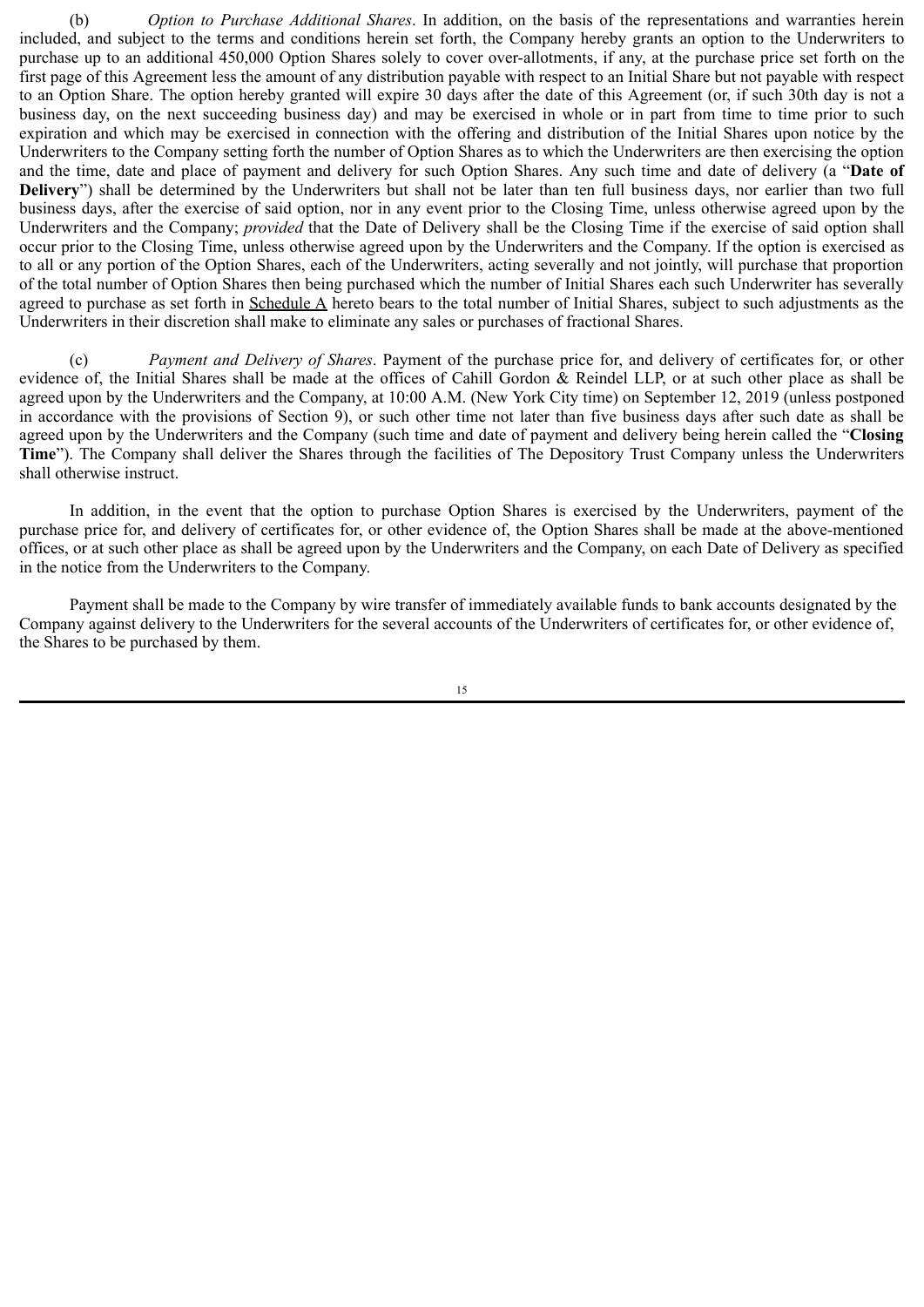(b) *Option to Purchase Additional Shares*. In addition, on the basis of the representations and warranties herein included, and subject to the terms and conditions herein set forth, the Company hereby grants an option to the Underwriters to purchase up to an additional 450,000 Option Shares solely to cover over-allotments, if any, at the purchase price set forth on the first page of this Agreement less the amount of any distribution payable with respect to an Initial Share but not payable with respect to an Option Share. The option hereby granted will expire 30 days after the date of this Agreement (or, if such 30th day is not a business day, on the next succeeding business day) and may be exercised in whole or in part from time to time prior to such expiration and which may be exercised in connection with the offering and distribution of the Initial Shares upon notice by the Underwriters to the Company setting forth the number of Option Shares as to which the Underwriters are then exercising the option and the time, date and place of payment and delivery for such Option Shares. Any such time and date of delivery (a "**Date of Delivery**") shall be determined by the Underwriters but shall not be later than ten full business days, nor earlier than two full business days, after the exercise of said option, nor in any event prior to the Closing Time, unless otherwise agreed upon by the Underwriters and the Company; *provided* that the Date of Delivery shall be the Closing Time if the exercise of said option shall occur prior to the Closing Time, unless otherwise agreed upon by the Underwriters and the Company. If the option is exercised as to all or any portion of the Option Shares, each of the Underwriters, acting severally and not jointly, will purchase that proportion of the total number of Option Shares then being purchased which the number of Initial Shares each such Underwriter has severally agreed to purchase as set forth in Schedule A hereto bears to the total number of Initial Shares, subject to such adjustments as the Underwriters in their discretion shall make to eliminate any sales or purchases of fractional Shares.

(c) *Payment and Delivery of Shares*. Payment of the purchase price for, and delivery of certificates for, or other evidence of, the Initial Shares shall be made at the offices of Cahill Gordon & Reindel LLP, or at such other place as shall be agreed upon by the Underwriters and the Company, at 10:00 A.M. (New York City time) on September 12, 2019 (unless postponed in accordance with the provisions of Section 9), or such other time not later than five business days after such date as shall be agreed upon by the Underwriters and the Company (such time and date of payment and delivery being herein called the "**Closing Time**"). The Company shall deliver the Shares through the facilities of The Depository Trust Company unless the Underwriters shall otherwise instruct.

In addition, in the event that the option to purchase Option Shares is exercised by the Underwriters, payment of the purchase price for, and delivery of certificates for, or other evidence of, the Option Shares shall be made at the above-mentioned offices, or at such other place as shall be agreed upon by the Underwriters and the Company, on each Date of Delivery as specified in the notice from the Underwriters to the Company.

Payment shall be made to the Company by wire transfer of immediately available funds to bank accounts designated by the Company against delivery to the Underwriters for the several accounts of the Underwriters of certificates for, or other evidence of, the Shares to be purchased by them.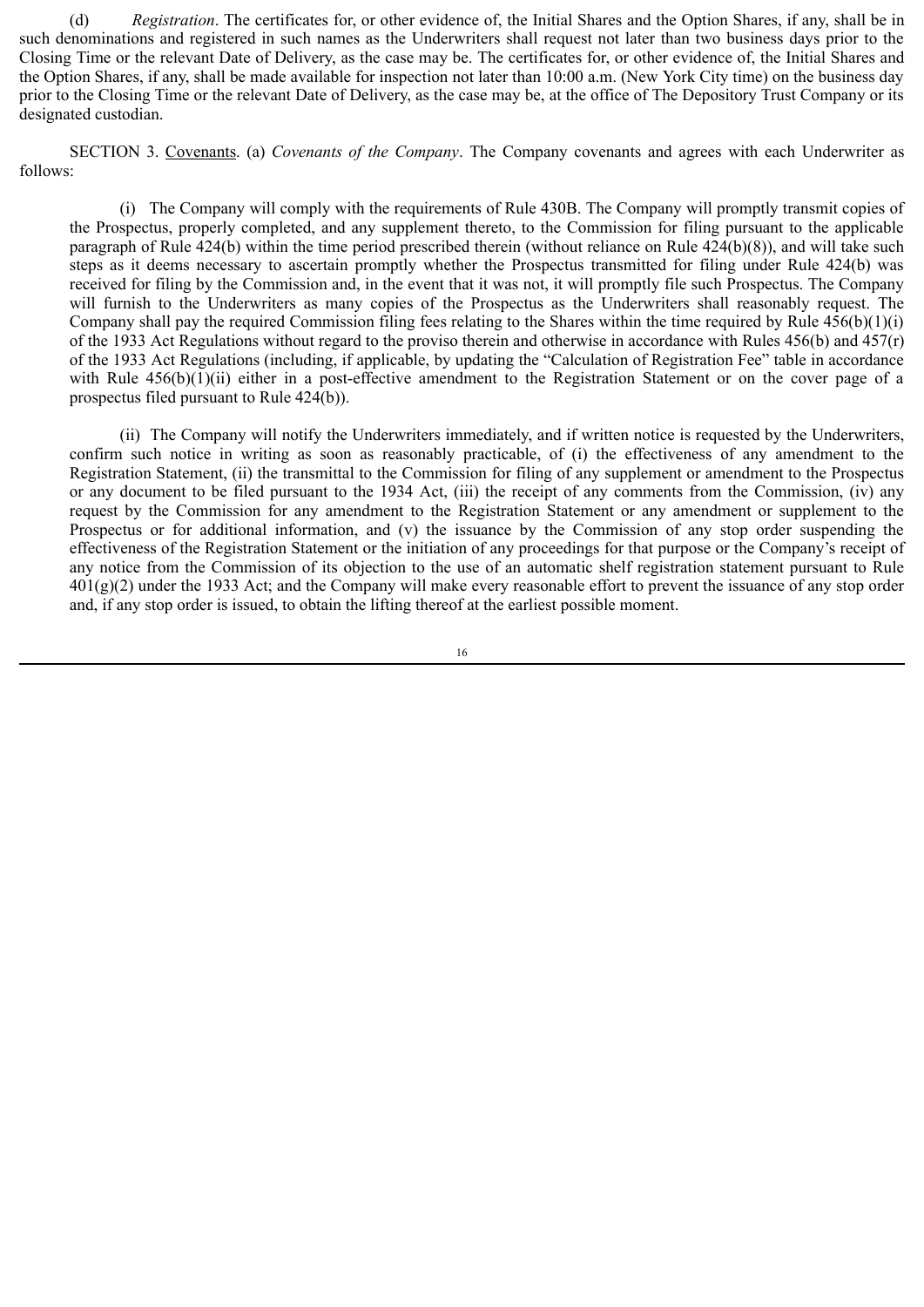(d) *Registration*. The certificates for, or other evidence of, the Initial Shares and the Option Shares, if any, shall be in such denominations and registered in such names as the Underwriters shall request not later than two business days prior to the Closing Time or the relevant Date of Delivery, as the case may be. The certificates for, or other evidence of, the Initial Shares and the Option Shares, if any, shall be made available for inspection not later than 10:00 a.m. (New York City time) on the business day prior to the Closing Time or the relevant Date of Delivery, as the case may be, at the office of The Depository Trust Company or its designated custodian.

SECTION 3. Covenants. (a) *Covenants of the Company*. The Company covenants and agrees with each Underwriter as follows:

(i) The Company will comply with the requirements of Rule 430B. The Company will promptly transmit copies of the Prospectus, properly completed, and any supplement thereto, to the Commission for filing pursuant to the applicable paragraph of Rule 424(b) within the time period prescribed therein (without reliance on Rule 424(b)(8)), and will take such steps as it deems necessary to ascertain promptly whether the Prospectus transmitted for filing under Rule 424(b) was received for filing by the Commission and, in the event that it was not, it will promptly file such Prospectus. The Company will furnish to the Underwriters as many copies of the Prospectus as the Underwriters shall reasonably request. The Company shall pay the required Commission filing fees relating to the Shares within the time required by Rule 456(b)(1)(i) of the 1933 Act Regulations without regard to the proviso therein and otherwise in accordance with Rules 456(b) and 457(r) of the 1933 Act Regulations (including, if applicable, by updating the "Calculation of Registration Fee" table in accordance with Rule 456(b)(1)(ii) either in a post-effective amendment to the Registration Statement or on the cover page of a prospectus filed pursuant to Rule 424(b)).

(ii) The Company will notify the Underwriters immediately, and if written notice is requested by the Underwriters, confirm such notice in writing as soon as reasonably practicable, of (i) the effectiveness of any amendment to the Registration Statement, (ii) the transmittal to the Commission for filing of any supplement or amendment to the Prospectus or any document to be filed pursuant to the 1934 Act, (iii) the receipt of any comments from the Commission, (iv) any request by the Commission for any amendment to the Registration Statement or any amendment or supplement to the Prospectus or for additional information, and (v) the issuance by the Commission of any stop order suspending the effectiveness of the Registration Statement or the initiation of any proceedings for that purpose or the Company's receipt of any notice from the Commission of its objection to the use of an automatic shelf registration statement pursuant to Rule 401(g)(2) under the 1933 Act; and the Company will make every reasonable effort to prevent the issuance of any stop order and, if any stop order is issued, to obtain the lifting thereof at the earliest possible moment.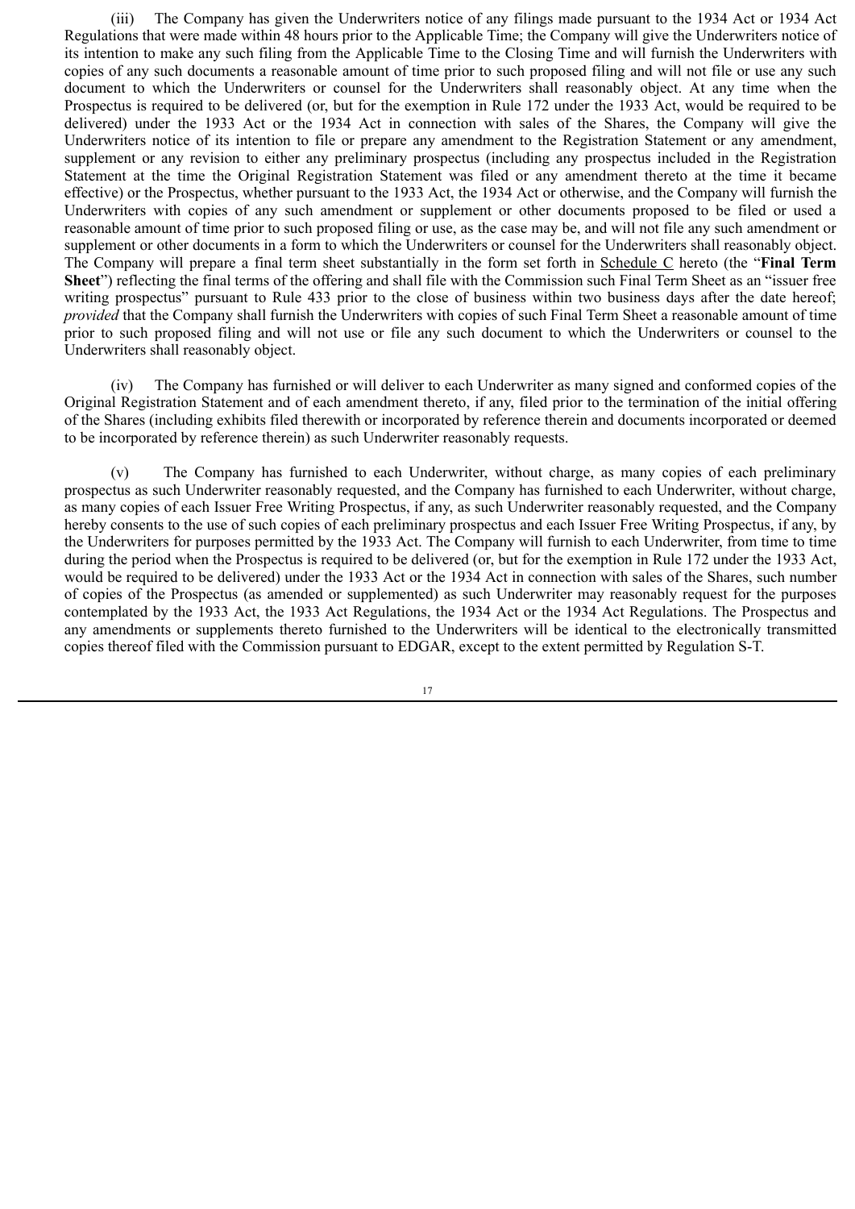(iii) The Company has given the Underwriters notice of any filings made pursuant to the 1934 Act or 1934 Act Regulations that were made within 48 hours prior to the Applicable Time; the Company will give the Underwriters notice of its intention to make any such filing from the Applicable Time to the Closing Time and will furnish the Underwriters with copies of any such documents a reasonable amount of time prior to such proposed filing and will not file or use any such document to which the Underwriters or counsel for the Underwriters shall reasonably object. At any time when the Prospectus is required to be delivered (or, but for the exemption in Rule 172 under the 1933 Act, would be required to be delivered) under the 1933 Act or the 1934 Act in connection with sales of the Shares, the Company will give the Underwriters notice of its intention to file or prepare any amendment to the Registration Statement or any amendment, supplement or any revision to either any preliminary prospectus (including any prospectus included in the Registration Statement at the time the Original Registration Statement was filed or any amendment thereto at the time it became effective) or the Prospectus, whether pursuant to the 1933 Act, the 1934 Act or otherwise, and the Company will furnish the Underwriters with copies of any such amendment or supplement or other documents proposed to be filed or used a reasonable amount of time prior to such proposed filing or use, as the case may be, and will not file any such amendment or supplement or other documents in a form to which the Underwriters or counsel for the Underwriters shall reasonably object. The Company will prepare a final term sheet substantially in the form set forth in Schedule C hereto (the "**Final Term Sheet**") reflecting the final terms of the offering and shall file with the Commission such Final Term Sheet as an "issuer free writing prospectus" pursuant to Rule 433 prior to the close of business within two business days after the date hereof; *provided* that the Company shall furnish the Underwriters with copies of such Final Term Sheet a reasonable amount of time prior to such proposed filing and will not use or file any such document to which the Underwriters or counsel to the Underwriters shall reasonably object.

(iv) The Company has furnished or will deliver to each Underwriter as many signed and conformed copies of the Original Registration Statement and of each amendment thereto, if any, filed prior to the termination of the initial offering of the Shares (including exhibits filed therewith or incorporated by reference therein and documents incorporated or deemed to be incorporated by reference therein) as such Underwriter reasonably requests.

(v) The Company has furnished to each Underwriter, without charge, as many copies of each preliminary prospectus as such Underwriter reasonably requested, and the Company has furnished to each Underwriter, without charge, as many copies of each Issuer Free Writing Prospectus, if any, as such Underwriter reasonably requested, and the Company hereby consents to the use of such copies of each preliminary prospectus and each Issuer Free Writing Prospectus, if any, by the Underwriters for purposes permitted by the 1933 Act. The Company will furnish to each Underwriter, from time to time during the period when the Prospectus is required to be delivered (or, but for the exemption in Rule 172 under the 1933 Act, would be required to be delivered) under the 1933 Act or the 1934 Act in connection with sales of the Shares, such number of copies of the Prospectus (as amended or supplemented) as such Underwriter may reasonably request for the purposes contemplated by the 1933 Act, the 1933 Act Regulations, the 1934 Act or the 1934 Act Regulations. The Prospectus and any amendments or supplements thereto furnished to the Underwriters will be identical to the electronically transmitted copies thereof filed with the Commission pursuant to EDGAR, except to the extent permitted by Regulation S-T.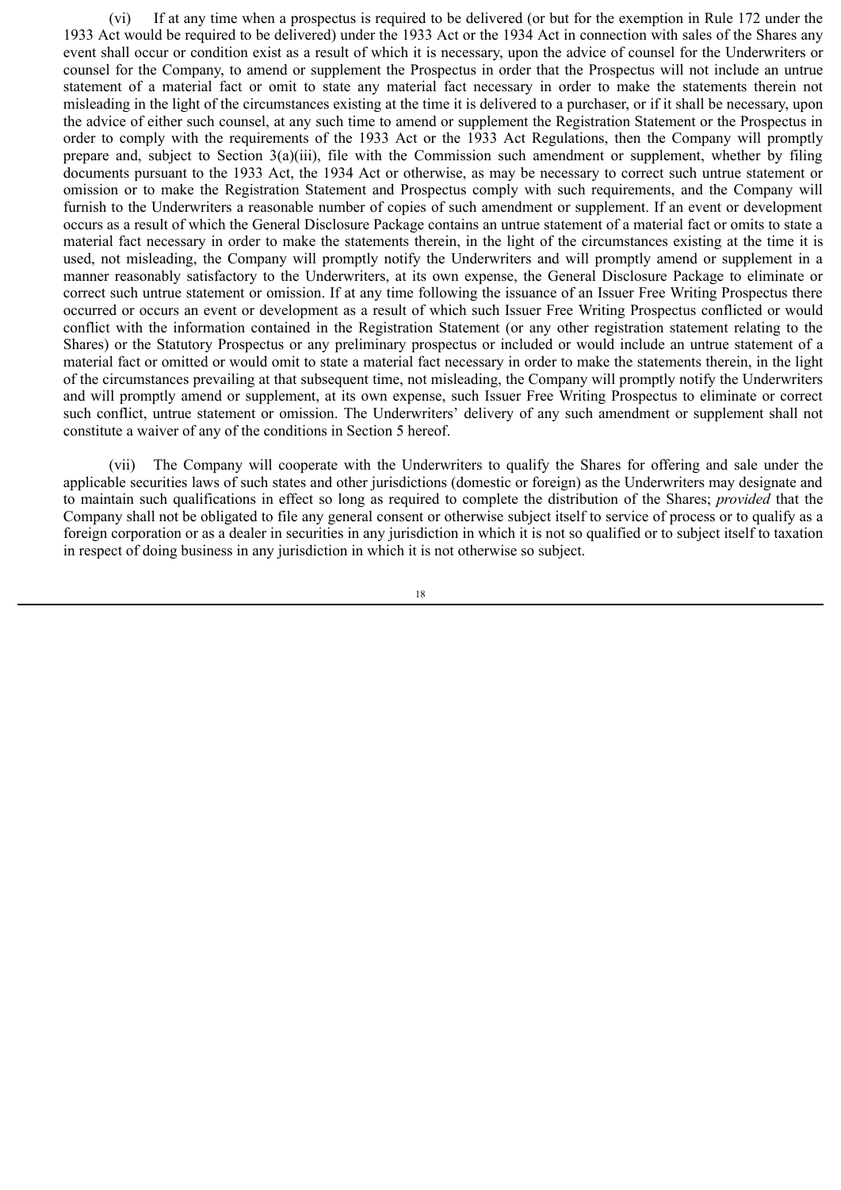(vi) If at any time when a prospectus is required to be delivered (or but for the exemption in Rule 172 under the 1933 Act would be required to be delivered) under the 1933 Act or the 1934 Act in connection with sales of the Shares any event shall occur or condition exist as a result of which it is necessary, upon the advice of counsel for the Underwriters or counsel for the Company, to amend or supplement the Prospectus in order that the Prospectus will not include an untrue statement of a material fact or omit to state any material fact necessary in order to make the statements therein not misleading in the light of the circumstances existing at the time it is delivered to a purchaser, or if it shall be necessary, upon the advice of either such counsel, at any such time to amend or supplement the Registration Statement or the Prospectus in order to comply with the requirements of the 1933 Act or the 1933 Act Regulations, then the Company will promptly prepare and, subject to Section 3(a)(iii), file with the Commission such amendment or supplement, whether by filing documents pursuant to the 1933 Act, the 1934 Act or otherwise, as may be necessary to correct such untrue statement or omission or to make the Registration Statement and Prospectus comply with such requirements, and the Company will furnish to the Underwriters a reasonable number of copies of such amendment or supplement. If an event or development occurs as a result of which the General Disclosure Package contains an untrue statement of a material fact or omits to state a material fact necessary in order to make the statements therein, in the light of the circumstances existing at the time it is used, not misleading, the Company will promptly notify the Underwriters and will promptly amend or supplement in a manner reasonably satisfactory to the Underwriters, at its own expense, the General Disclosure Package to eliminate or correct such untrue statement or omission. If at any time following the issuance of an Issuer Free Writing Prospectus there occurred or occurs an event or development as a result of which such Issuer Free Writing Prospectus conflicted or would conflict with the information contained in the Registration Statement (or any other registration statement relating to the Shares) or the Statutory Prospectus or any preliminary prospectus or included or would include an untrue statement of a material fact or omitted or would omit to state a material fact necessary in order to make the statements therein, in the light of the circumstances prevailing at that subsequent time, not misleading, the Company will promptly notify the Underwriters and will promptly amend or supplement, at its own expense, such Issuer Free Writing Prospectus to eliminate or correct such conflict, untrue statement or omission. The Underwriters' delivery of any such amendment or supplement shall not constitute a waiver of any of the conditions in Section 5 hereof.

(vii) The Company will cooperate with the Underwriters to qualify the Shares for offering and sale under the applicable securities laws of such states and other jurisdictions (domestic or foreign) as the Underwriters may designate and to maintain such qualifications in effect so long as required to complete the distribution of the Shares; *provided* that the Company shall not be obligated to file any general consent or otherwise subject itself to service of process or to qualify as a foreign corporation or as a dealer in securities in any jurisdiction in which it is not so qualified or to subject itself to taxation in respect of doing business in any jurisdiction in which it is not otherwise so subject.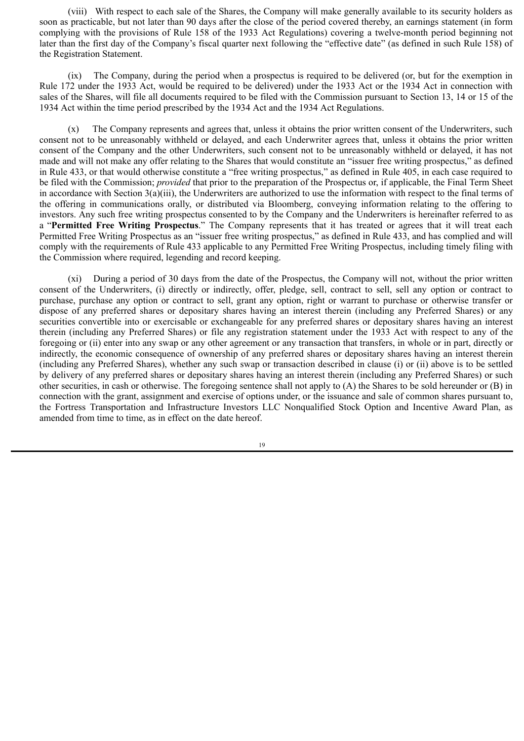(viii) With respect to each sale of the Shares, the Company will make generally available to its security holders as soon as practicable, but not later than 90 days after the close of the period covered thereby, an earnings statement (in form complying with the provisions of Rule 158 of the 1933 Act Regulations) covering a twelve-month period beginning not later than the first day of the Company's fiscal quarter next following the "effective date" (as defined in such Rule 158) of the Registration Statement.

(ix) The Company, during the period when a prospectus is required to be delivered (or, but for the exemption in Rule 172 under the 1933 Act, would be required to be delivered) under the 1933 Act or the 1934 Act in connection with sales of the Shares, will file all documents required to be filed with the Commission pursuant to Section 13, 14 or 15 of the 1934 Act within the time period prescribed by the 1934 Act and the 1934 Act Regulations.

(x) The Company represents and agrees that, unless it obtains the prior written consent of the Underwriters, such consent not to be unreasonably withheld or delayed, and each Underwriter agrees that, unless it obtains the prior written consent of the Company and the other Underwriters, such consent not to be unreasonably withheld or delayed, it has not made and will not make any offer relating to the Shares that would constitute an "issuer free writing prospectus," as defined in Rule 433, or that would otherwise constitute a "free writing prospectus," as defined in Rule 405, in each case required to be filed with the Commission; *provided* that prior to the preparation of the Prospectus or, if applicable, the Final Term Sheet in accordance with Section 3(a)(iii), the Underwriters are authorized to use the information with respect to the final terms of the offering in communications orally, or distributed via Bloomberg, conveying information relating to the offering to investors. Any such free writing prospectus consented to by the Company and the Underwriters is hereinafter referred to as a "**Permitted Free Writing Prospectus**." The Company represents that it has treated or agrees that it will treat each Permitted Free Writing Prospectus as an "issuer free writing prospectus," as defined in Rule 433, and has complied and will comply with the requirements of Rule 433 applicable to any Permitted Free Writing Prospectus, including timely filing with the Commission where required, legending and record keeping.

(xi) During a period of 30 days from the date of the Prospectus, the Company will not, without the prior written consent of the Underwriters, (i) directly or indirectly, offer, pledge, sell, contract to sell, sell any option or contract to purchase, purchase any option or contract to sell, grant any option, right or warrant to purchase or otherwise transfer or dispose of any preferred shares or depositary shares having an interest therein (including any Preferred Shares) or any securities convertible into or exercisable or exchangeable for any preferred shares or depositary shares having an interest therein (including any Preferred Shares) or file any registration statement under the 1933 Act with respect to any of the foregoing or (ii) enter into any swap or any other agreement or any transaction that transfers, in whole or in part, directly or indirectly, the economic consequence of ownership of any preferred shares or depositary shares having an interest therein (including any Preferred Shares), whether any such swap or transaction described in clause (i) or (ii) above is to be settled by delivery of any preferred shares or depositary shares having an interest therein (including any Preferred Shares) or such other securities, in cash or otherwise. The foregoing sentence shall not apply to (A) the Shares to be sold hereunder or (B) in connection with the grant, assignment and exercise of options under, or the issuance and sale of common shares pursuant to, the Fortress Transportation and Infrastructure Investors LLC Nonqualified Stock Option and Incentive Award Plan, as amended from time to time, as in effect on the date hereof.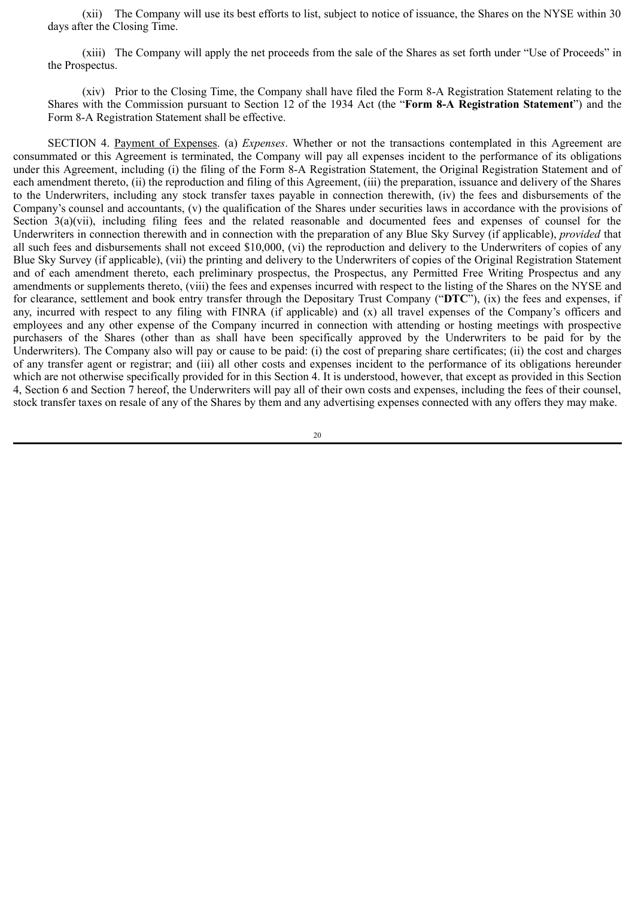(xii) The Company will use its best efforts to list, subject to notice of issuance, the Shares on the NYSE within 30 days after the Closing Time.

(xiii) The Company will apply the net proceeds from the sale of the Shares as set forth under "Use of Proceeds" in the Prospectus.

(xiv) Prior to the Closing Time, the Company shall have filed the Form 8-A Registration Statement relating to the Shares with the Commission pursuant to Section 12 of the 1934 Act (the "**Form 8-A Registration Statement**") and the Form 8-A Registration Statement shall be effective.

SECTION 4. Payment of Expenses. (a) *Expenses*. Whether or not the transactions contemplated in this Agreement are consummated or this Agreement is terminated, the Company will pay all expenses incident to the performance of its obligations under this Agreement, including (i) the filing of the Form 8-A Registration Statement, the Original Registration Statement and of each amendment thereto, (ii) the reproduction and filing of this Agreement, (iii) the preparation, issuance and delivery of the Shares to the Underwriters, including any stock transfer taxes payable in connection therewith, (iv) the fees and disbursements of the Company's counsel and accountants, (v) the qualification of the Shares under securities laws in accordance with the provisions of Section 3(a)(vii), including filing fees and the related reasonable and documented fees and expenses of counsel for the Underwriters in connection therewith and in connection with the preparation of any Blue Sky Survey (if applicable), *provided* that all such fees and disbursements shall not exceed $10,000, (vi) the reproduction and delivery to the Underwriters of copies of any Blue Sky Survey (if applicable), (vii) the printing and delivery to the Underwriters of copies of the Original Registration Statement and of each amendment thereto, each preliminary prospectus, the Prospectus, any Permitted Free Writing Prospectus and any amendments or supplements thereto, (viii) the fees and expenses incurred with respect to the listing of the Shares on the NYSE and for clearance, settlement and book entry transfer through the Depositary Trust Company ("**DTC**"), (ix) the fees and expenses, if any, incurred with respect to any filing with FINRA (if applicable) and (x) all travel expenses of the Company's officers and employees and any other expense of the Company incurred in connection with attending or hosting meetings with prospective purchasers of the Shares (other than as shall have been specifically approved by the Underwriters to be paid for by the Underwriters). The Company also will pay or cause to be paid: (i) the cost of preparing share certificates; (ii) the cost and charges of any transfer agent or registrar; and (iii) all other costs and expenses incident to the performance of its obligations hereunder which are not otherwise specifically provided for in this Section 4. It is understood, however, that except as provided in this Section 4, Section 6 and Section 7 hereof, the Underwriters will pay all of their own costs and expenses, including the fees of their counsel, stock transfer taxes on resale of any of the Shares by them and any advertising expenses connected with any offers they may make.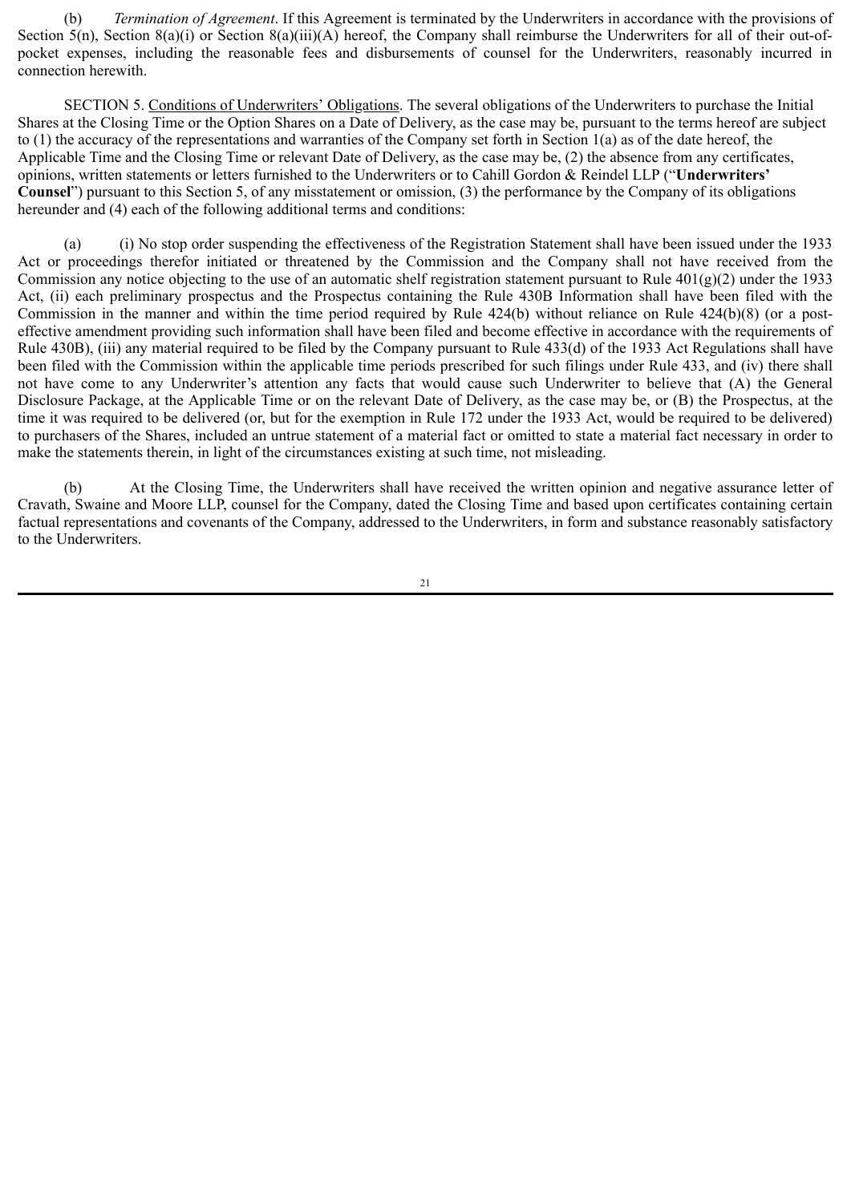(b) *Termination of Agreement*. If this Agreement is terminated by the Underwriters in accordance with the provisions of Section 5(n), Section 8(a)(i) or Section 8(a)(iii)(A) hereof, the Company shall reimburse the Underwriters for all of their out-of-pocket expenses, including the reasonable fees and disbursements of counsel for the Underwriters, reasonably incurred in connection herewith.

SECTION 5. Conditions of Underwriters' Obligations. The several obligations of the Underwriters to purchase the Initial Shares at the Closing Time or the Option Shares on a Date of Delivery, as the case may be, pursuant to the terms hereof are subject to (1) the accuracy of the representations and warranties of the Company set forth in Section 1(a) as of the date hereof, the Applicable Time and the Closing Time or relevant Date of Delivery, as the case may be, (2) the absence from any certificates, opinions, written statements or letters furnished to the Underwriters or to Cahill Gordon & Reindel LLP ("**Underwriters' Counsel**") pursuant to this Section 5, of any misstatement or omission, (3) the performance by the Company of its obligations hereunder and (4) each of the following additional terms and conditions:

(a) (i) No stop order suspending the effectiveness of the Registration Statement shall have been issued under the 1933 Act or proceedings therefor initiated or threatened by the Commission and the Company shall not have received from the Commission any notice objecting to the use of an automatic shelf registration statement pursuant to Rule 401(g)(2) under the 1933 Act, (ii) each preliminary prospectus and the Prospectus containing the Rule 430B Information shall have been filed with the Commission in the manner and within the time period required by Rule 424(b) without reliance on Rule 424(b)(8) (or a post-effective amendment providing such information shall have been filed and become effective in accordance with the requirements of Rule 430B), (iii) any material required to be filed by the Company pursuant to Rule 433(d) of the 1933 Act Regulations shall have been filed with the Commission within the applicable time periods prescribed for such filings under Rule 433, and (iv) there shall not have come to any Underwriter's attention any facts that would cause such Underwriter to believe that (A) the General Disclosure Package, at the Applicable Time or on the relevant Date of Delivery, as the case may be, or (B) the Prospectus, at the time it was required to be delivered (or, but for the exemption in Rule 172 under the 1933 Act, would be required to be delivered) to purchasers of the Shares, included an untrue statement of a material fact or omitted to state a material fact necessary in order to make the statements therein, in light of the circumstances existing at such time, not misleading.

(b) At the Closing Time, the Underwriters shall have received the written opinion and negative assurance letter of Cravath, Swaine and Moore LLP, counsel for the Company, dated the Closing Time and based upon certificates containing certain factual representations and covenants of the Company, addressed to the Underwriters, in form and substance reasonably satisfactory to the Underwriters.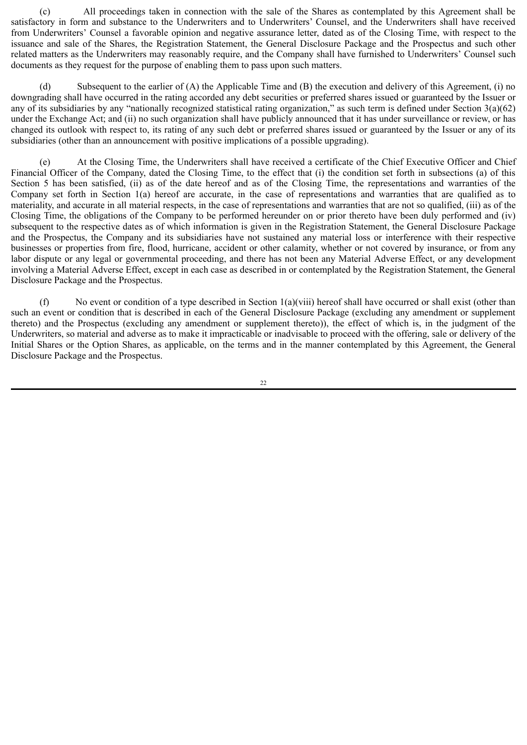(c) All proceedings taken in connection with the sale of the Shares as contemplated by this Agreement shall be satisfactory in form and substance to the Underwriters and to Underwriters' Counsel, and the Underwriters shall have received from Underwriters' Counsel a favorable opinion and negative assurance letter, dated as of the Closing Time, with respect to the issuance and sale of the Shares, the Registration Statement, the General Disclosure Package and the Prospectus and such other related matters as the Underwriters may reasonably require, and the Company shall have furnished to Underwriters' Counsel such documents as they request for the purpose of enabling them to pass upon such matters.

(d) Subsequent to the earlier of (A) the Applicable Time and (B) the execution and delivery of this Agreement, (i) no downgrading shall have occurred in the rating accorded any debt securities or preferred shares issued or guaranteed by the Issuer or any of its subsidiaries by any "nationally recognized statistical rating organization," as such term is defined under Section 3(a)(62) under the Exchange Act; and (ii) no such organization shall have publicly announced that it has under surveillance or review, or has changed its outlook with respect to, its rating of any such debt or preferred shares issued or guaranteed by the Issuer or any of its subsidiaries (other than an announcement with positive implications of a possible upgrading).

(e) At the Closing Time, the Underwriters shall have received a certificate of the Chief Executive Officer and Chief Financial Officer of the Company, dated the Closing Time, to the effect that (i) the condition set forth in subsections (a) of this Section 5 has been satisfied, (ii) as of the date hereof and as of the Closing Time, the representations and warranties of the Company set forth in Section 1(a) hereof are accurate, in the case of representations and warranties that are qualified as to materiality, and accurate in all material respects, in the case of representations and warranties that are not so qualified, (iii) as of the Closing Time, the obligations of the Company to be performed hereunder on or prior thereto have been duly performed and (iv) subsequent to the respective dates as of which information is given in the Registration Statement, the General Disclosure Package and the Prospectus, the Company and its subsidiaries have not sustained any material loss or interference with their respective businesses or properties from fire, flood, hurricane, accident or other calamity, whether or not covered by insurance, or from any labor dispute or any legal or governmental proceeding, and there has not been any Material Adverse Effect, or any development involving a Material Adverse Effect, except in each case as described in or contemplated by the Registration Statement, the General Disclosure Package and the Prospectus.

(f) No event or condition of a type described in Section 1(a)(viii) hereof shall have occurred or shall exist (other than such an event or condition that is described in each of the General Disclosure Package (excluding any amendment or supplement thereto) and the Prospectus (excluding any amendment or supplement thereto)), the effect of which is, in the judgment of the Underwriters, so material and adverse as to make it impracticable or inadvisable to proceed with the offering, sale or delivery of the Initial Shares or the Option Shares, as applicable, on the terms and in the manner contemplated by this Agreement, the General Disclosure Package and the Prospectus.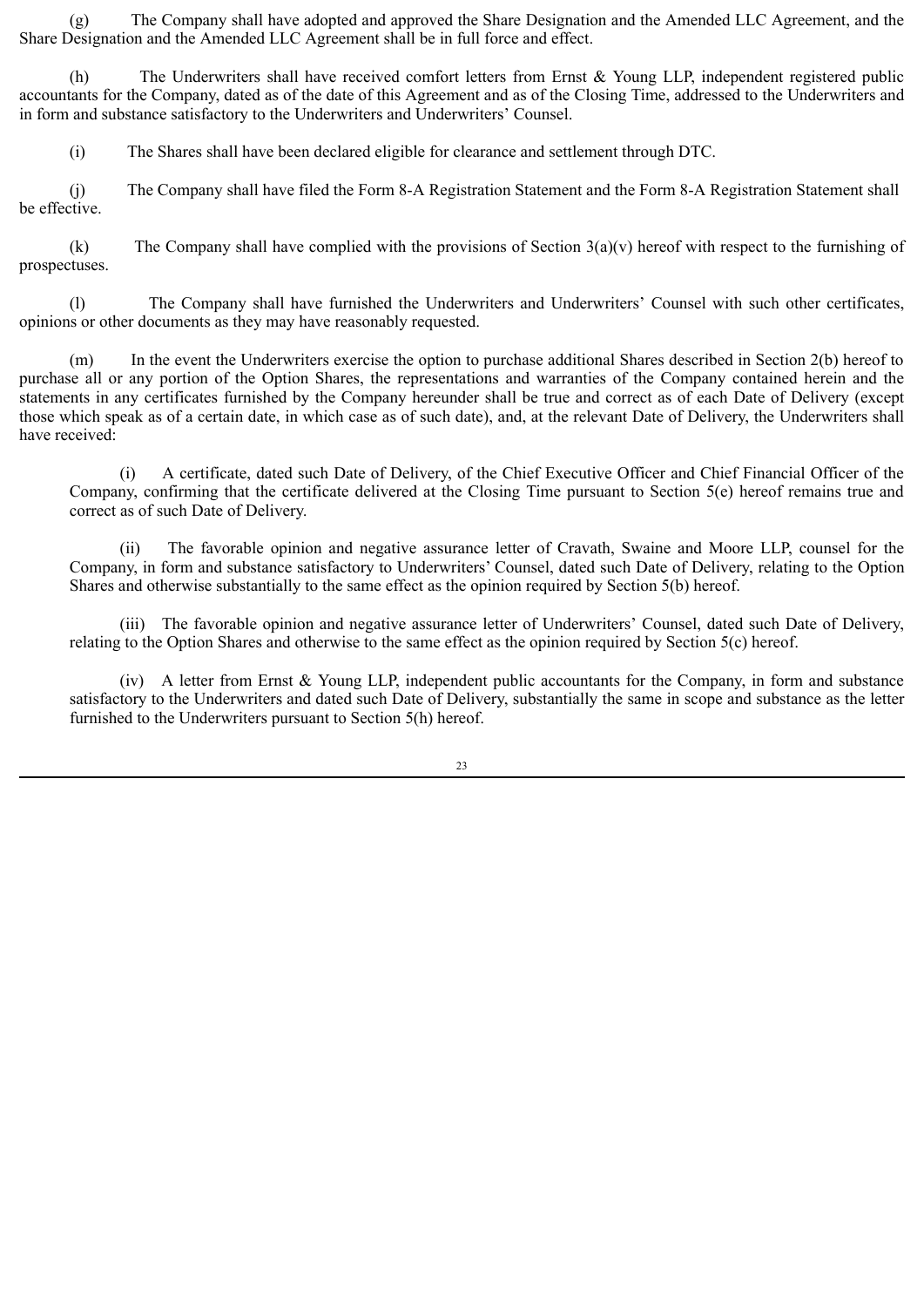(g) The Company shall have adopted and approved the Share Designation and the Amended LLC Agreement, and the Share Designation and the Amended LLC Agreement shall be in full force and effect.

(h) The Underwriters shall have received comfort letters from Ernst & Young LLP, independent registered public accountants for the Company, dated as of the date of this Agreement and as of the Closing Time, addressed to the Underwriters and in form and substance satisfactory to the Underwriters and Underwriters' Counsel.

(i) The Shares shall have been declared eligible for clearance and settlement through DTC.

(j) The Company shall have filed the Form 8-A Registration Statement and the Form 8-A Registration Statement shall be effective.

(k) The Company shall have complied with the provisions of Section 3(a)(v) hereof with respect to the furnishing of prospectuses.

(l) The Company shall have furnished the Underwriters and Underwriters' Counsel with such other certificates, opinions or other documents as they may have reasonably requested.

(m) In the event the Underwriters exercise the option to purchase additional Shares described in Section 2(b) hereof to purchase all or any portion of the Option Shares, the representations and warranties of the Company contained herein and the statements in any certificates furnished by the Company hereunder shall be true and correct as of each Date of Delivery (except those which speak as of a certain date, in which case as of such date), and, at the relevant Date of Delivery, the Underwriters shall have received:

(i) A certificate, dated such Date of Delivery, of the Chief Executive Officer and Chief Financial Officer of the Company, confirming that the certificate delivered at the Closing Time pursuant to Section 5(e) hereof remains true and correct as of such Date of Delivery.

(ii) The favorable opinion and negative assurance letter of Cravath, Swaine and Moore LLP, counsel for the Company, in form and substance satisfactory to Underwriters' Counsel, dated such Date of Delivery, relating to the Option Shares and otherwise substantially to the same effect as the opinion required by Section 5(b) hereof.

(iii) The favorable opinion and negative assurance letter of Underwriters' Counsel, dated such Date of Delivery, relating to the Option Shares and otherwise to the same effect as the opinion required by Section 5(c) hereof.

(iv) A letter from Ernst & Young LLP, independent public accountants for the Company, in form and substance satisfactory to the Underwriters and dated such Date of Delivery, substantially the same in scope and substance as the letter furnished to the Underwriters pursuant to Section 5(h) hereof.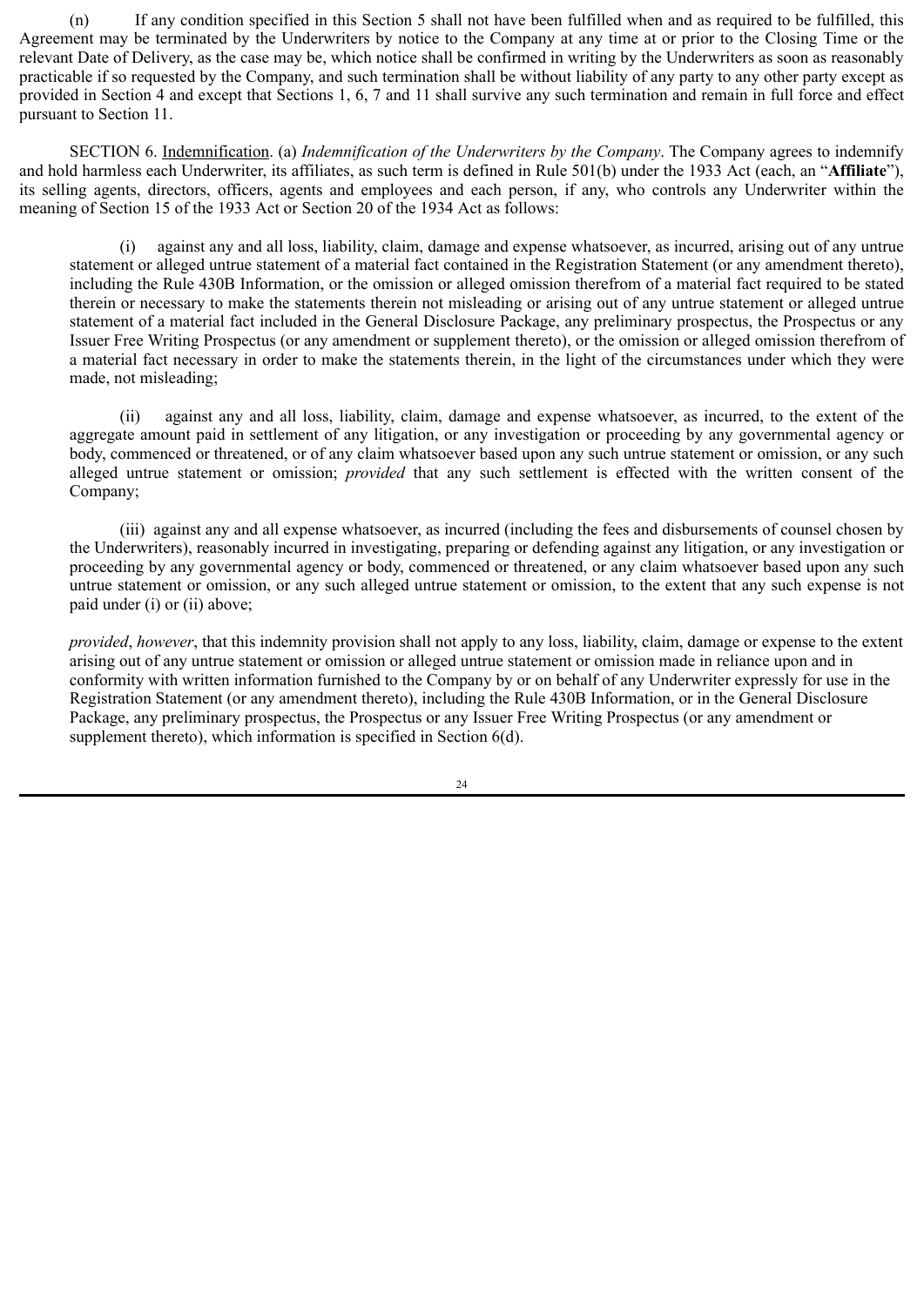(n) If any condition specified in this Section 5 shall not have been fulfilled when and as required to be fulfilled, this Agreement may be terminated by the Underwriters by notice to the Company at any time at or prior to the Closing Time or the relevant Date of Delivery, as the case may be, which notice shall be confirmed in writing by the Underwriters as soon as reasonably practicable if so requested by the Company, and such termination shall be without liability of any party to any other party except as provided in Section 4 and except that Sections 1, 6, 7 and 11 shall survive any such termination and remain in full force and effect pursuant to Section 11.

SECTION 6. Indemnification. (a) *Indemnification of the Underwriters by the Company*. The Company agrees to indemnify and hold harmless each Underwriter, its affiliates, as such term is defined in Rule 501(b) under the 1933 Act (each, an "**Affiliate**"), its selling agents, directors, officers, agents and employees and each person, if any, who controls any Underwriter within the meaning of Section 15 of the 1933 Act or Section 20 of the 1934 Act as follows:

(i) against any and all loss, liability, claim, damage and expense whatsoever, as incurred, arising out of any untrue statement or alleged untrue statement of a material fact contained in the Registration Statement (or any amendment thereto), including the Rule 430B Information, or the omission or alleged omission therefrom of a material fact required to be stated therein or necessary to make the statements therein not misleading or arising out of any untrue statement or alleged untrue statement of a material fact included in the General Disclosure Package, any preliminary prospectus, the Prospectus or any Issuer Free Writing Prospectus (or any amendment or supplement thereto), or the omission or alleged omission therefrom of a material fact necessary in order to make the statements therein, in the light of the circumstances under which they were made, not misleading;

(ii) against any and all loss, liability, claim, damage and expense whatsoever, as incurred, to the extent of the aggregate amount paid in settlement of any litigation, or any investigation or proceeding by any governmental agency or body, commenced or threatened, or of any claim whatsoever based upon any such untrue statement or omission, or any such alleged untrue statement or omission; *provided* that any such settlement is effected with the written consent of the Company;

(iii) against any and all expense whatsoever, as incurred (including the fees and disbursements of counsel chosen by the Underwriters), reasonably incurred in investigating, preparing or defending against any litigation, or any investigation or proceeding by any governmental agency or body, commenced or threatened, or any claim whatsoever based upon any such untrue statement or omission, or any such alleged untrue statement or omission, to the extent that any such expense is not paid under (i) or (ii) above;

*provided*, *however*, that this indemnity provision shall not apply to any loss, liability, claim, damage or expense to the extent arising out of any untrue statement or omission or alleged untrue statement or omission made in reliance upon and in conformity with written information furnished to the Company by or on behalf of any Underwriter expressly for use in the Registration Statement (or any amendment thereto), including the Rule 430B Information, or in the General Disclosure Package, any preliminary prospectus, the Prospectus or any Issuer Free Writing Prospectus (or any amendment or supplement thereto), which information is specified in Section 6(d).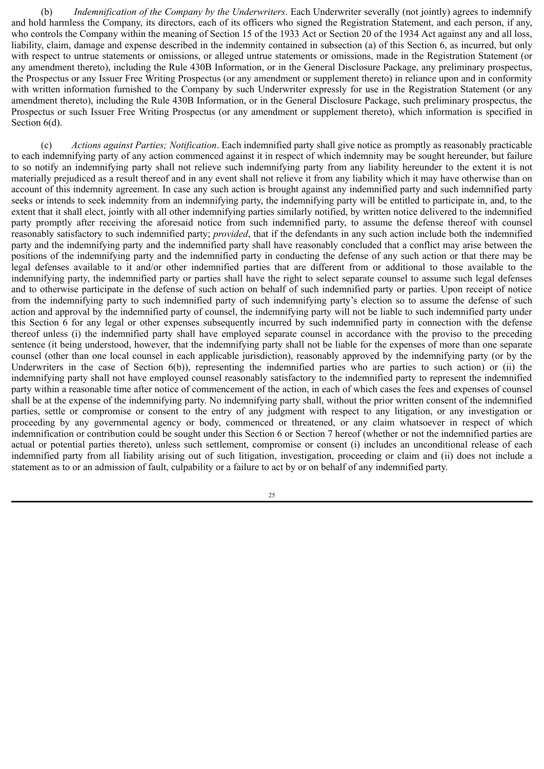(b) *Indemnification of the Company by the Underwriters*. Each Underwriter severally (not jointly) agrees to indemnify and hold harmless the Company, its directors, each of its officers who signed the Registration Statement, and each person, if any, who controls the Company within the meaning of Section 15 of the 1933 Act or Section 20 of the 1934 Act against any and all loss, liability, claim, damage and expense described in the indemnity contained in subsection (a) of this Section 6, as incurred, but only with respect to untrue statements or omissions, or alleged untrue statements or omissions, made in the Registration Statement (or any amendment thereto), including the Rule 430B Information, or in the General Disclosure Package, any preliminary prospectus, the Prospectus or any Issuer Free Writing Prospectus (or any amendment or supplement thereto) in reliance upon and in conformity with written information furnished to the Company by such Underwriter expressly for use in the Registration Statement (or any amendment thereto), including the Rule 430B Information, or in the General Disclosure Package, such preliminary prospectus, the Prospectus or such Issuer Free Writing Prospectus (or any amendment or supplement thereto), which information is specified in Section 6(d).

(c) *Actions against Parties; Notification*. Each indemnified party shall give notice as promptly as reasonably practicable to each indemnifying party of any action commenced against it in respect of which indemnity may be sought hereunder, but failure to so notify an indemnifying party shall not relieve such indemnifying party from any liability hereunder to the extent it is not materially prejudiced as a result thereof and in any event shall not relieve it from any liability which it may have otherwise than on account of this indemnity agreement. In case any such action is brought against any indemnified party and such indemnified party seeks or intends to seek indemnity from an indemnifying party, the indemnifying party will be entitled to participate in, and, to the extent that it shall elect, jointly with all other indemnifying parties similarly notified, by written notice delivered to the indemnified party promptly after receiving the aforesaid notice from such indemnified party, to assume the defense thereof with counsel reasonably satisfactory to such indemnified party; *provided*, that if the defendants in any such action include both the indemnified party and the indemnifying party and the indemnified party shall have reasonably concluded that a conflict may arise between the positions of the indemnifying party and the indemnified party in conducting the defense of any such action or that there may be legal defenses available to it and/or other indemnified parties that are different from or additional to those available to the indemnifying party, the indemnified party or parties shall have the right to select separate counsel to assume such legal defenses and to otherwise participate in the defense of such action on behalf of such indemnified party or parties. Upon receipt of notice from the indemnifying party to such indemnified party of such indemnifying party's election so to assume the defense of such action and approval by the indemnified party of counsel, the indemnifying party will not be liable to such indemnified party under this Section 6 for any legal or other expenses subsequently incurred by such indemnified party in connection with the defense thereof unless (i) the indemnified party shall have employed separate counsel in accordance with the proviso to the preceding sentence (it being understood, however, that the indemnifying party shall not be liable for the expenses of more than one separate counsel (other than one local counsel in each applicable jurisdiction), reasonably approved by the indemnifying party (or by the Underwriters in the case of Section 6(b)), representing the indemnified parties who are parties to such action) or (ii) the indemnifying party shall not have employed counsel reasonably satisfactory to the indemnified party to represent the indemnified party within a reasonable time after notice of commencement of the action, in each of which cases the fees and expenses of counsel shall be at the expense of the indemnifying party. No indemnifying party shall, without the prior written consent of the indemnified parties, settle or compromise or consent to the entry of any judgment with respect to any litigation, or any investigation or proceeding by any governmental agency or body, commenced or threatened, or any claim whatsoever in respect of which indemnification or contribution could be sought under this Section 6 or Section 7 hereof (whether or not the indemnified parties are actual or potential parties thereto), unless such settlement, compromise or consent (i) includes an unconditional release of each indemnified party from all liability arising out of such litigation, investigation, proceeding or claim and (ii) does not include a statement as to or an admission of fault, culpability or a failure to act by or on behalf of any indemnified party.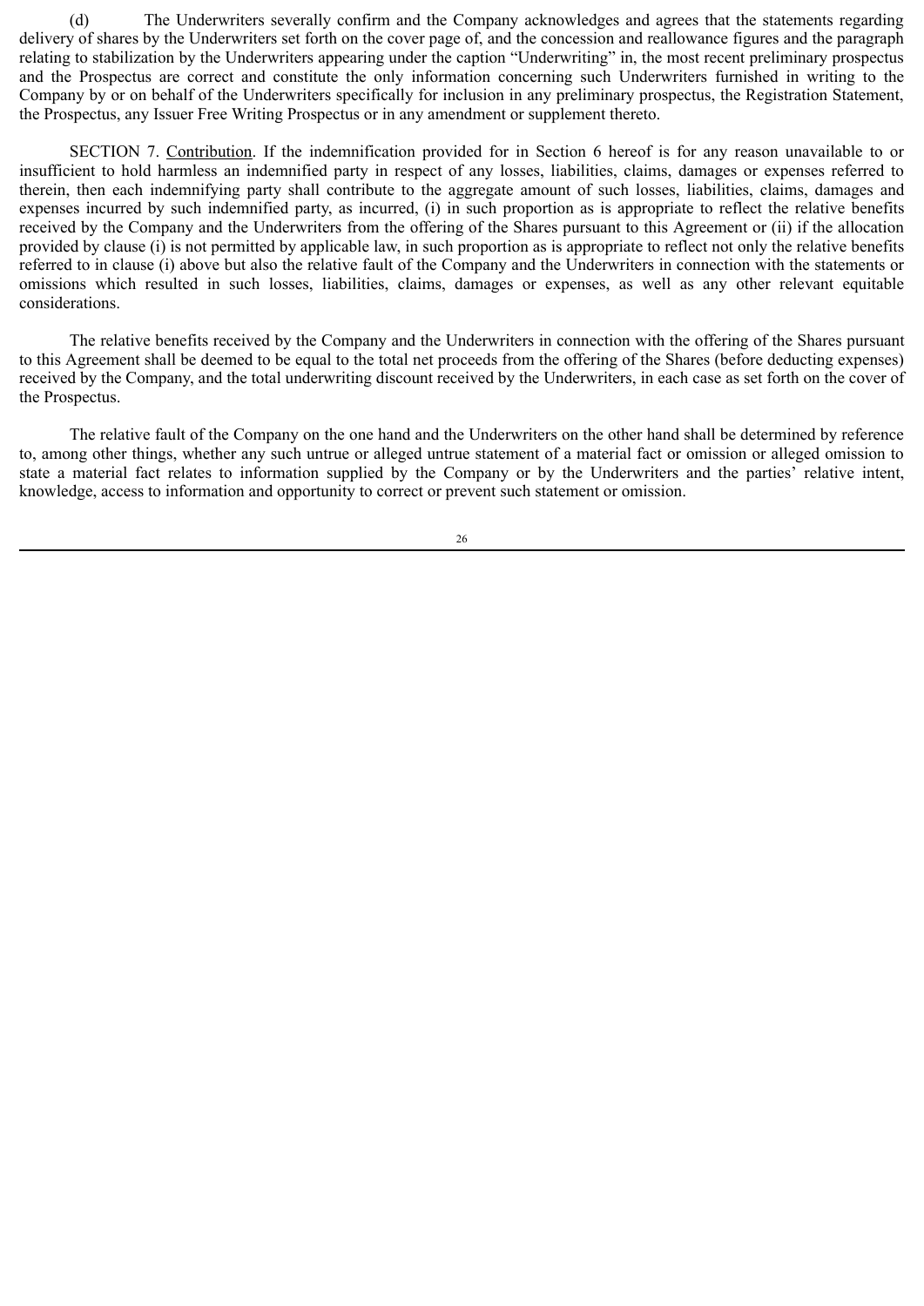(d) The Underwriters severally confirm and the Company acknowledges and agrees that the statements regarding delivery of shares by the Underwriters set forth on the cover page of, and the concession and reallowance figures and the paragraph relating to stabilization by the Underwriters appearing under the caption "Underwriting" in, the most recent preliminary prospectus and the Prospectus are correct and constitute the only information concerning such Underwriters furnished in writing to the Company by or on behalf of the Underwriters specifically for inclusion in any preliminary prospectus, the Registration Statement, the Prospectus, any Issuer Free Writing Prospectus or in any amendment or supplement thereto.

SECTION 7. Contribution. If the indemnification provided for in Section 6 hereof is for any reason unavailable to or insufficient to hold harmless an indemnified party in respect of any losses, liabilities, claims, damages or expenses referred to therein, then each indemnifying party shall contribute to the aggregate amount of such losses, liabilities, claims, damages and expenses incurred by such indemnified party, as incurred, (i) in such proportion as is appropriate to reflect the relative benefits received by the Company and the Underwriters from the offering of the Shares pursuant to this Agreement or (ii) if the allocation provided by clause (i) is not permitted by applicable law, in such proportion as is appropriate to reflect not only the relative benefits referred to in clause (i) above but also the relative fault of the Company and the Underwriters in connection with the statements or omissions which resulted in such losses, liabilities, claims, damages or expenses, as well as any other relevant equitable considerations.

The relative benefits received by the Company and the Underwriters in connection with the offering of the Shares pursuant to this Agreement shall be deemed to be equal to the total net proceeds from the offering of the Shares (before deducting expenses) received by the Company, and the total underwriting discount received by the Underwriters, in each case as set forth on the cover of the Prospectus.

The relative fault of the Company on the one hand and the Underwriters on the other hand shall be determined by reference to, among other things, whether any such untrue or alleged untrue statement of a material fact or omission or alleged omission to state a material fact relates to information supplied by the Company or by the Underwriters and the parties' relative intent, knowledge, access to information and opportunity to correct or prevent such statement or omission.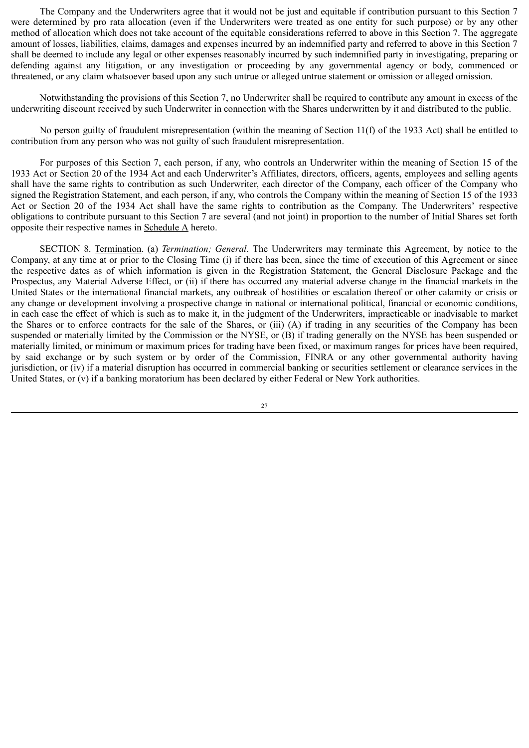The Company and the Underwriters agree that it would not be just and equitable if contribution pursuant to this Section 7 were determined by pro rata allocation (even if the Underwriters were treated as one entity for such purpose) or by any other method of allocation which does not take account of the equitable considerations referred to above in this Section 7. The aggregate amount of losses, liabilities, claims, damages and expenses incurred by an indemnified party and referred to above in this Section 7 shall be deemed to include any legal or other expenses reasonably incurred by such indemnified party in investigating, preparing or defending against any litigation, or any investigation or proceeding by any governmental agency or body, commenced or threatened, or any claim whatsoever based upon any such untrue or alleged untrue statement or omission or alleged omission.

Notwithstanding the provisions of this Section 7, no Underwriter shall be required to contribute any amount in excess of the underwriting discount received by such Underwriter in connection with the Shares underwritten by it and distributed to the public.

No person guilty of fraudulent misrepresentation (within the meaning of Section 11(f) of the 1933 Act) shall be entitled to contribution from any person who was not guilty of such fraudulent misrepresentation.

For purposes of this Section 7, each person, if any, who controls an Underwriter within the meaning of Section 15 of the 1933 Act or Section 20 of the 1934 Act and each Underwriter's Affiliates, directors, officers, agents, employees and selling agents shall have the same rights to contribution as such Underwriter, each director of the Company, each officer of the Company who signed the Registration Statement, and each person, if any, who controls the Company within the meaning of Section 15 of the 1933 Act or Section 20 of the 1934 Act shall have the same rights to contribution as the Company. The Underwriters' respective obligations to contribute pursuant to this Section 7 are several (and not joint) in proportion to the number of Initial Shares set forth opposite their respective names in Schedule A hereto.

SECTION 8. Termination. (a) *Termination; General*. The Underwriters may terminate this Agreement, by notice to the Company, at any time at or prior to the Closing Time (i) if there has been, since the time of execution of this Agreement or since the respective dates as of which information is given in the Registration Statement, the General Disclosure Package and the Prospectus, any Material Adverse Effect, or (ii) if there has occurred any material adverse change in the financial markets in the United States or the international financial markets, any outbreak of hostilities or escalation thereof or other calamity or crisis or any change or development involving a prospective change in national or international political, financial or economic conditions, in each case the effect of which is such as to make it, in the judgment of the Underwriters, impracticable or inadvisable to market the Shares or to enforce contracts for the sale of the Shares, or (iii) (A) if trading in any securities of the Company has been suspended or materially limited by the Commission or the NYSE, or (B) if trading generally on the NYSE has been suspended or materially limited, or minimum or maximum prices for trading have been fixed, or maximum ranges for prices have been required, by said exchange or by such system or by order of the Commission, FINRA or any other governmental authority having jurisdiction, or (iv) if a material disruption has occurred in commercial banking or securities settlement or clearance services in the United States, or (v) if a banking moratorium has been declared by either Federal or New York authorities.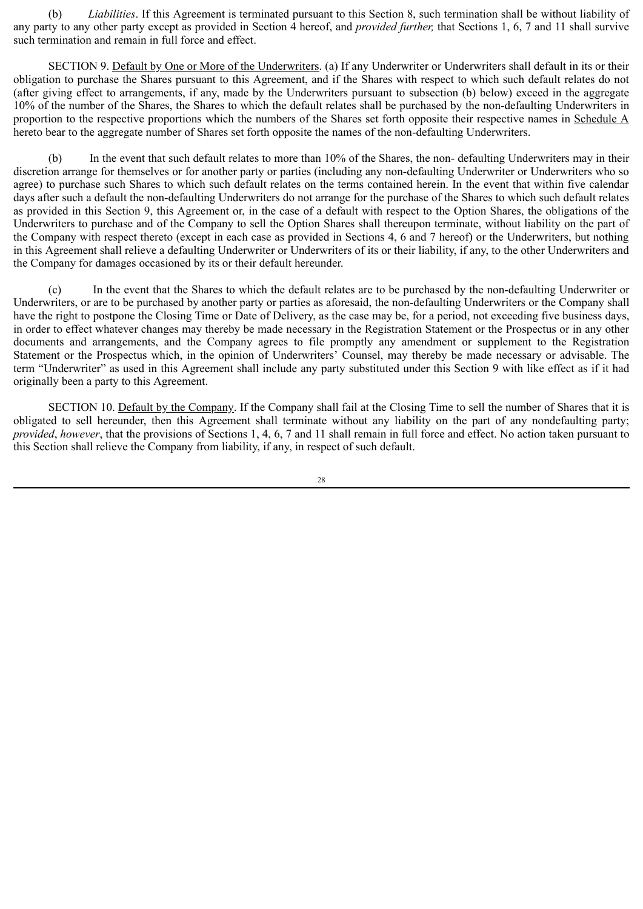(b) *Liabilities*. If this Agreement is terminated pursuant to this Section 8, such termination shall be without liability of any party to any other party except as provided in Section 4 hereof, and *provided further,* that Sections 1, 6, 7 and 11 shall survive such termination and remain in full force and effect.

SECTION 9. Default by One or More of the Underwriters. (a) If any Underwriter or Underwriters shall default in its or their obligation to purchase the Shares pursuant to this Agreement, and if the Shares with respect to which such default relates do not (after giving effect to arrangements, if any, made by the Underwriters pursuant to subsection (b) below) exceed in the aggregate 10% of the number of the Shares, the Shares to which the default relates shall be purchased by the non-defaulting Underwriters in proportion to the respective proportions which the numbers of the Shares set forth opposite their respective names in Schedule A hereto bear to the aggregate number of Shares set forth opposite the names of the non-defaulting Underwriters.

(b) In the event that such default relates to more than 10% of the Shares, the non- defaulting Underwriters may in their discretion arrange for themselves or for another party or parties (including any non-defaulting Underwriter or Underwriters who so agree) to purchase such Shares to which such default relates on the terms contained herein. In the event that within five calendar days after such a default the non-defaulting Underwriters do not arrange for the purchase of the Shares to which such default relates as provided in this Section 9, this Agreement or, in the case of a default with respect to the Option Shares, the obligations of the Underwriters to purchase and of the Company to sell the Option Shares shall thereupon terminate, without liability on the part of the Company with respect thereto (except in each case as provided in Sections 4, 6 and 7 hereof) or the Underwriters, but nothing in this Agreement shall relieve a defaulting Underwriter or Underwriters of its or their liability, if any, to the other Underwriters and the Company for damages occasioned by its or their default hereunder.

(c) In the event that the Shares to which the default relates are to be purchased by the non-defaulting Underwriter or Underwriters, or are to be purchased by another party or parties as aforesaid, the non-defaulting Underwriters or the Company shall have the right to postpone the Closing Time or Date of Delivery, as the case may be, for a period, not exceeding five business days, in order to effect whatever changes may thereby be made necessary in the Registration Statement or the Prospectus or in any other documents and arrangements, and the Company agrees to file promptly any amendment or supplement to the Registration Statement or the Prospectus which, in the opinion of Underwriters' Counsel, may thereby be made necessary or advisable. The term "Underwriter" as used in this Agreement shall include any party substituted under this Section 9 with like effect as if it had originally been a party to this Agreement.

SECTION 10. Default by the Company. If the Company shall fail at the Closing Time to sell the number of Shares that it is obligated to sell hereunder, then this Agreement shall terminate without any liability on the part of any nondefaulting party; *provided*, *however*, that the provisions of Sections 1, 4, 6, 7 and 11 shall remain in full force and effect. No action taken pursuant to this Section shall relieve the Company from liability, if any, in respect of such default.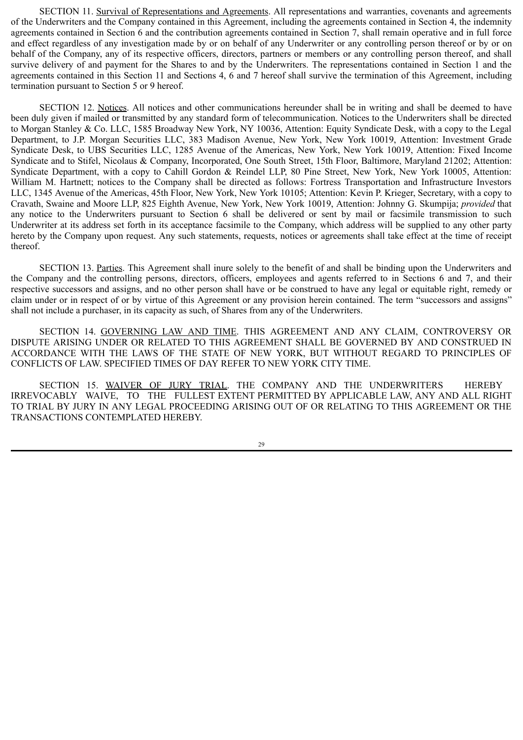SECTION 11. Survival of Representations and Agreements. All representations and warranties, covenants and agreements of the Underwriters and the Company contained in this Agreement, including the agreements contained in Section 4, the indemnity agreements contained in Section 6 and the contribution agreements contained in Section 7, shall remain operative and in full force and effect regardless of any investigation made by or on behalf of any Underwriter or any controlling person thereof or by or on behalf of the Company, any of its respective officers, directors, partners or members or any controlling person thereof, and shall survive delivery of and payment for the Shares to and by the Underwriters. The representations contained in Section 1 and the agreements contained in this Section 11 and Sections 4, 6 and 7 hereof shall survive the termination of this Agreement, including termination pursuant to Section 5 or 9 hereof.

SECTION 12. Notices. All notices and other communications hereunder shall be in writing and shall be deemed to have been duly given if mailed or transmitted by any standard form of telecommunication. Notices to the Underwriters shall be directed to Morgan Stanley & Co. LLC, 1585 Broadway New York, NY 10036, Attention: Equity Syndicate Desk, with a copy to the Legal Department, to J.P. Morgan Securities LLC, 383 Madison Avenue, New York, New York 10019, Attention: Investment Grade Syndicate Desk, to UBS Securities LLC, 1285 Avenue of the Americas, New York, New York 10019, Attention: Fixed Income Syndicate and to Stifel, Nicolaus & Company, Incorporated, One South Street, 15th Floor, Baltimore, Maryland 21202; Attention: Syndicate Department, with a copy to Cahill Gordon & Reindel LLP, 80 Pine Street, New York, New York 10005, Attention: William M. Hartnett; notices to the Company shall be directed as follows: Fortress Transportation and Infrastructure Investors LLC, 1345 Avenue of the Americas, 45th Floor, New York, New York 10105; Attention: Kevin P. Krieger, Secretary, with a copy to Cravath, Swaine and Moore LLP, 825 Eighth Avenue, New York, New York 10019, Attention: Johnny G. Skumpija; *provided* that any notice to the Underwriters pursuant to Section 6 shall be delivered or sent by mail or facsimile transmission to such Underwriter at its address set forth in its acceptance facsimile to the Company, which address will be supplied to any other party hereto by the Company upon request. Any such statements, requests, notices or agreements shall take effect at the time of receipt thereof.

SECTION 13. Parties. This Agreement shall inure solely to the benefit of and shall be binding upon the Underwriters and the Company and the controlling persons, directors, officers, employees and agents referred to in Sections 6 and 7, and their respective successors and assigns, and no other person shall have or be construed to have any legal or equitable right, remedy or claim under or in respect of or by virtue of this Agreement or any provision herein contained. The term "successors and assigns" shall not include a purchaser, in its capacity as such, of Shares from any of the Underwriters.

SECTION 14. GOVERNING LAW AND TIME. THIS AGREEMENT AND ANY CLAIM, CONTROVERSY OR DISPUTE ARISING UNDER OR RELATED TO THIS AGREEMENT SHALL BE GOVERNED BY AND CONSTRUED IN ACCORDANCE WITH THE LAWS OF THE STATE OF NEW YORK, BUT WITHOUT REGARD TO PRINCIPLES OF CONFLICTS OF LAW. SPECIFIED TIMES OF DAY REFER TO NEW YORK CITY TIME.

SECTION 15. WAIVER OF JURY TRIAL. THE COMPANY AND THE UNDERWRITERS HEREBY IRREVOCABLY WAIVE, TO THE FULLEST EXTENT PERMITTED BY APPLICABLE LAW, ANY AND ALL RIGHT TO TRIAL BY JURY IN ANY LEGAL PROCEEDING ARISING OUT OF OR RELATING TO THIS AGREEMENT OR THE TRANSACTIONS CONTEMPLATED HEREBY.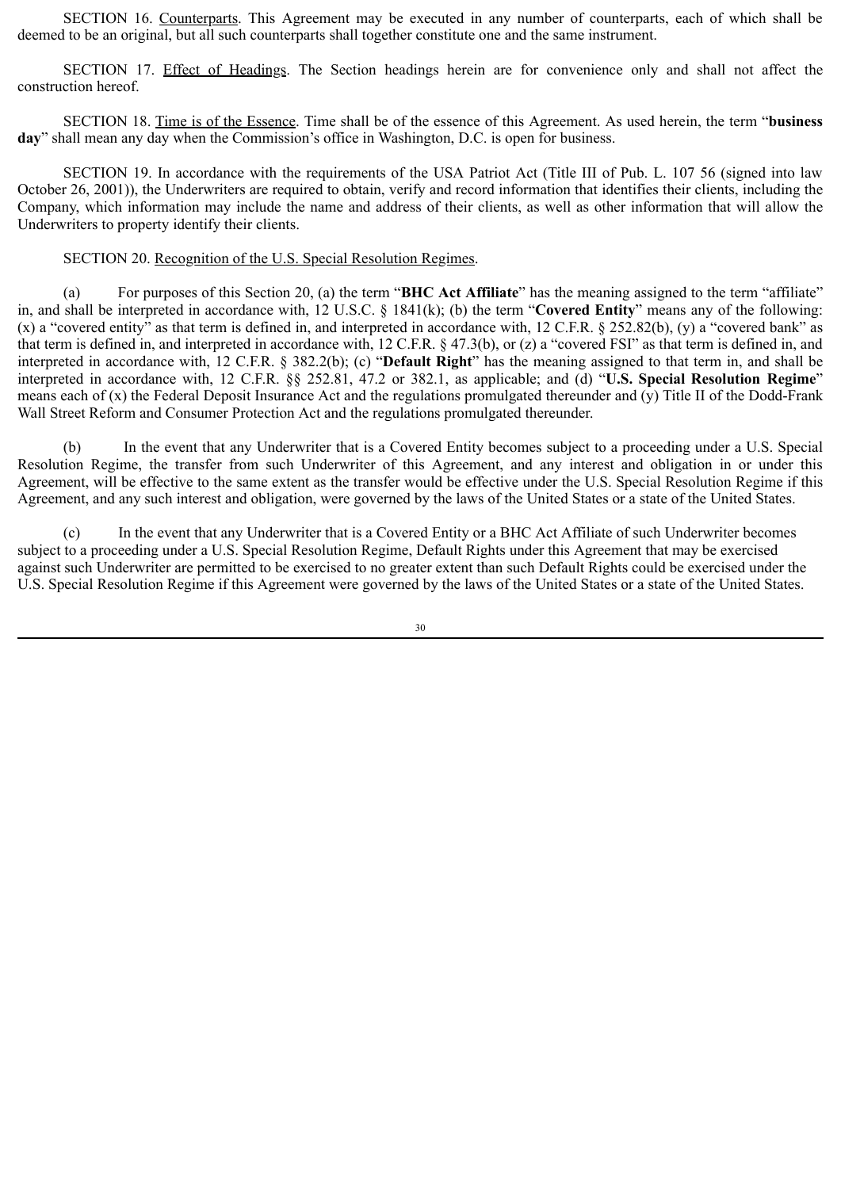SECTION 16. Counterparts. This Agreement may be executed in any number of counterparts, each of which shall be deemed to be an original, but all such counterparts shall together constitute one and the same instrument.

SECTION 17. Effect of Headings. The Section headings herein are for convenience only and shall not affect the construction hereof.

SECTION 18. Time is of the Essence. Time shall be of the essence of this Agreement. As used herein, the term "**business day**" shall mean any day when the Commission's office in Washington, D.C. is open for business.

SECTION 19. In accordance with the requirements of the USA Patriot Act (Title III of Pub. L. 107 56 (signed into law October 26, 2001)), the Underwriters are required to obtain, verify and record information that identifies their clients, including the Company, which information may include the name and address of their clients, as well as other information that will allow the Underwriters to property identify their clients.

SECTION 20. Recognition of the U.S. Special Resolution Regimes.

(a) For purposes of this Section 20, (a) the term "**BHC Act Affiliate**" has the meaning assigned to the term "affiliate" in, and shall be interpreted in accordance with, 12 U.S.C. § 1841(k); (b) the term "**Covered Entity**" means any of the following: (x) a "covered entity" as that term is defined in, and interpreted in accordance with, 12 C.F.R. § 252.82(b), (y) a "covered bank" as that term is defined in, and interpreted in accordance with, 12 C.F.R. § 47.3(b), or (z) a "covered FSI" as that term is defined in, and interpreted in accordance with, 12 C.F.R. § 382.2(b); (c) "**Default Right**" has the meaning assigned to that term in, and shall be interpreted in accordance with, 12 C.F.R. §§ 252.81, 47.2 or 382.1, as applicable; and (d) "**U.S. Special Resolution Regime**" means each of (x) the Federal Deposit Insurance Act and the regulations promulgated thereunder and (y) Title II of the Dodd-Frank Wall Street Reform and Consumer Protection Act and the regulations promulgated thereunder.

(b) In the event that any Underwriter that is a Covered Entity becomes subject to a proceeding under a U.S. Special Resolution Regime, the transfer from such Underwriter of this Agreement, and any interest and obligation in or under this Agreement, will be effective to the same extent as the transfer would be effective under the U.S. Special Resolution Regime if this Agreement, and any such interest and obligation, were governed by the laws of the United States or a state of the United States.

(c) In the event that any Underwriter that is a Covered Entity or a BHC Act Affiliate of such Underwriter becomes subject to a proceeding under a U.S. Special Resolution Regime, Default Rights under this Agreement that may be exercised against such Underwriter are permitted to be exercised to no greater extent than such Default Rights could be exercised under the U.S. Special Resolution Regime if this Agreement were governed by the laws of the United States or a state of the United States.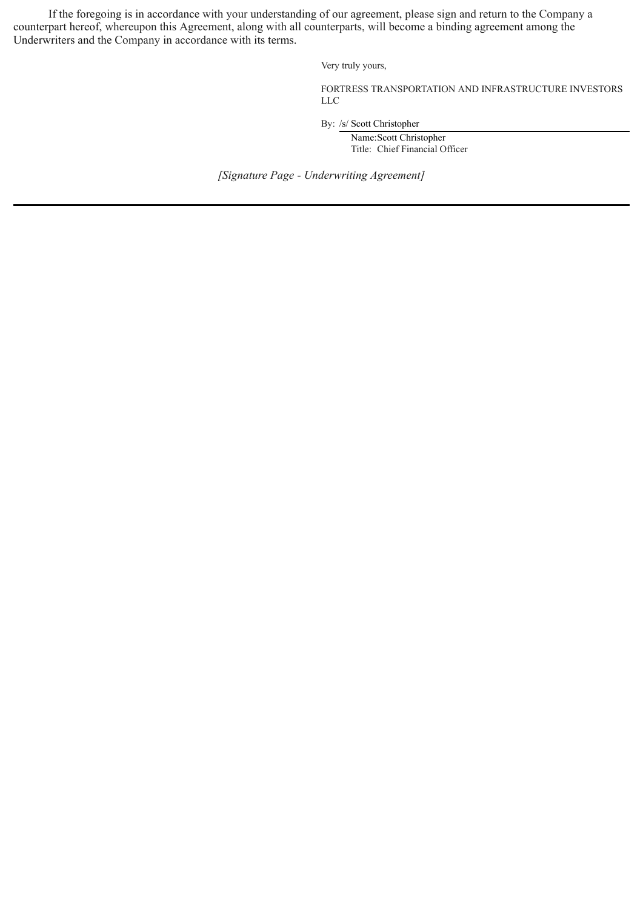If the foregoing is in accordance with your understanding of our agreement, please sign and return to the Company a counterpart hereof, whereupon this Agreement, along with all counterparts, will become a binding agreement among the Underwriters and the Company in accordance with its terms.

Very truly yours,

FORTRESS TRANSPORTATION AND INFRASTRUCTURE INVESTORS LLC

By: /s/ Scott Christopher

Name: Scott Christopher

Title: Chief Financial Officer

*[Signature Page - Underwriting Agreement]*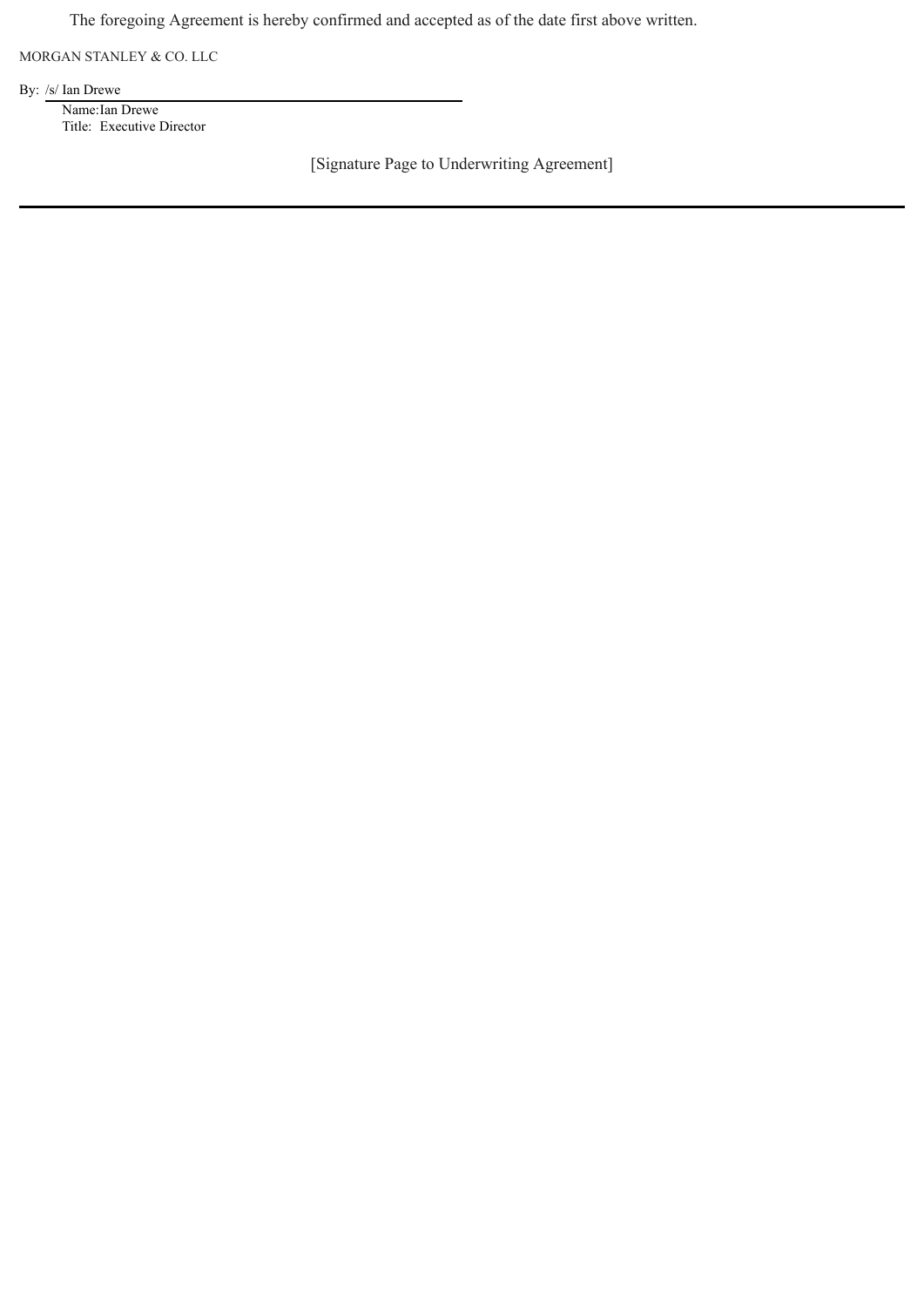The foregoing Agreement is hereby confirmed and accepted as of the date first above written.

MORGAN STANLEY & CO. LLC

By: /s/ Ian Drewe

Name: Ian Drewe
Title: Executive Director

[Signature Page to Underwriting Agreement]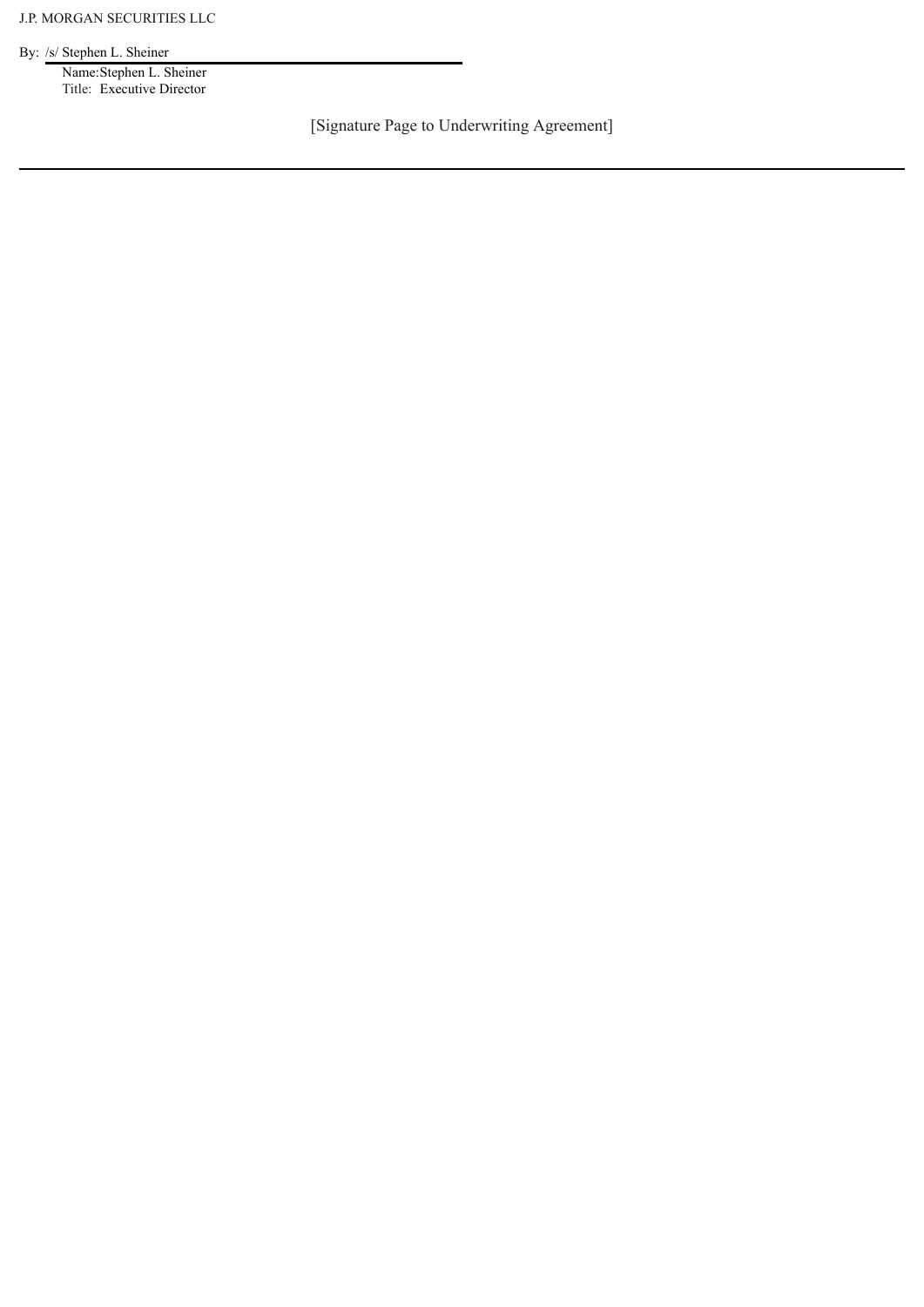J.P. MORGAN SECURITIES LLC

By: /s/ Stephen L. Sheiner

Name: Stephen L. Sheiner
Title: Executive Director

[Signature Page to Underwriting Agreement]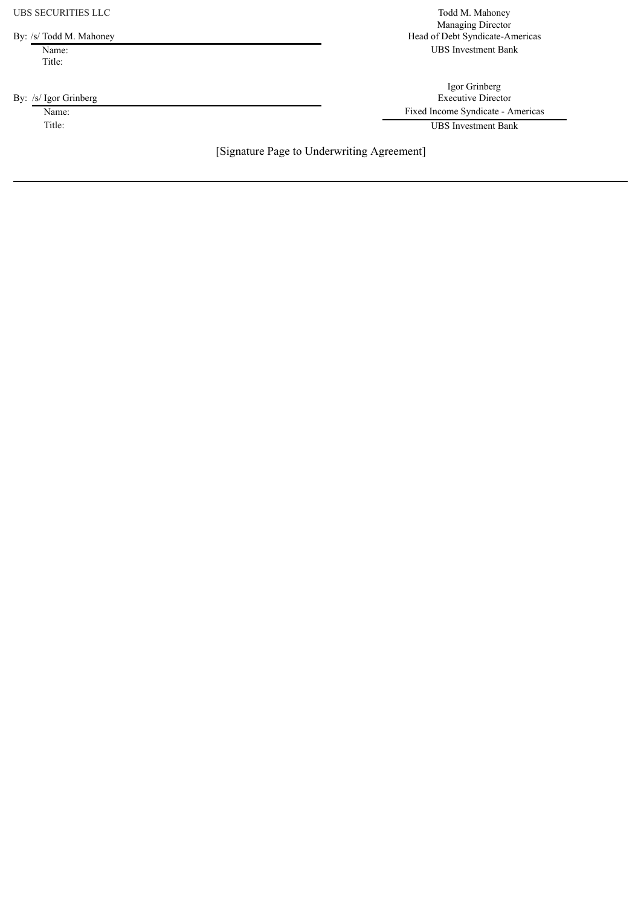UBS SECURITIES LLC

By: /s/ Todd M. Mahoney

Name: Todd M. Mahoney

Title: Managing Director
Head of Debt Syndicate-Americas
UBS Investment Bank

By: /s/ Igor Grinberg

Name: Igor Grinberg

Title: Executive Director
Fixed Income Syndicate - Americas
UBS Investment Bank

[Signature Page to Underwriting Agreement]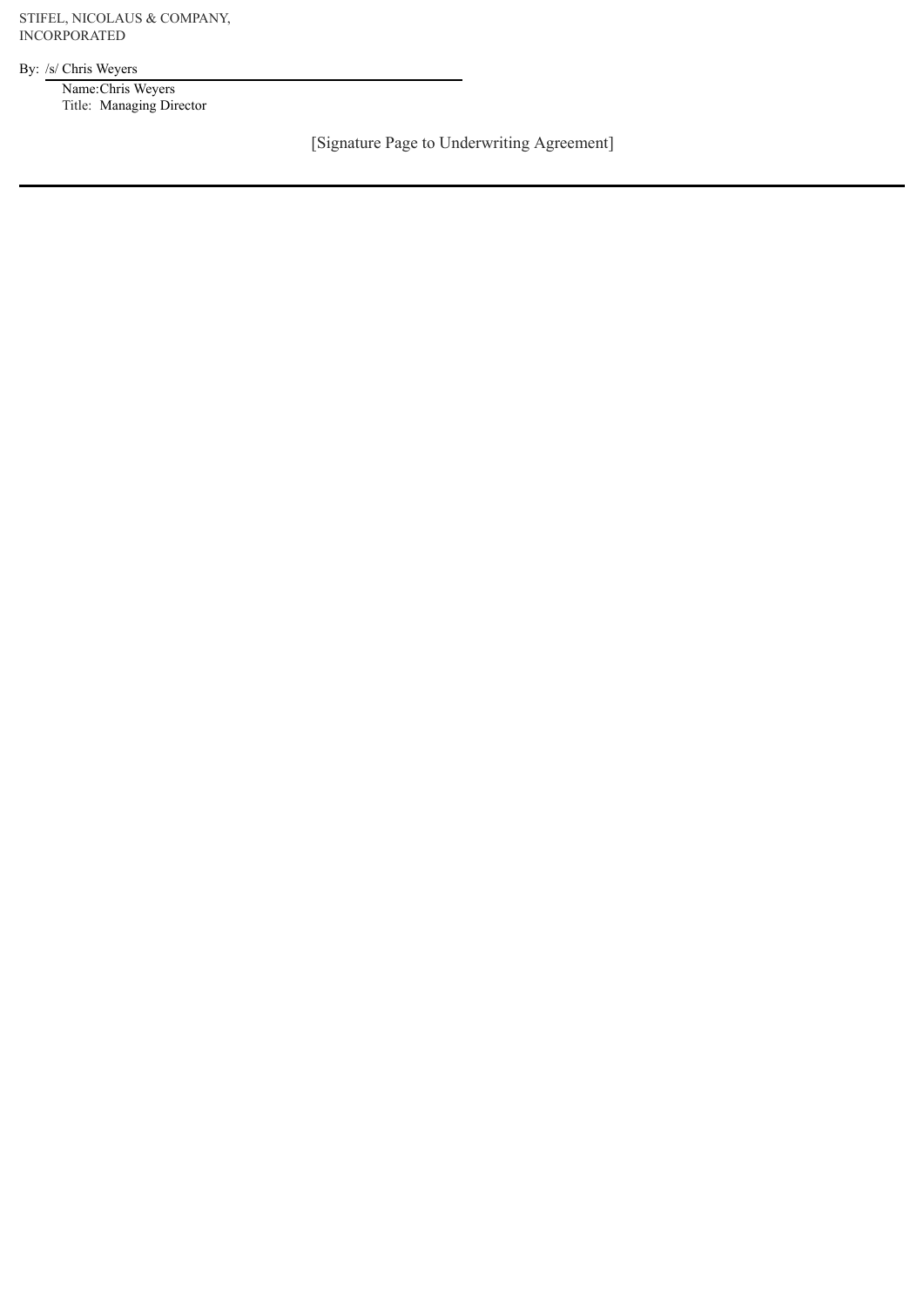STIFEL, NICOLAUS & COMPANY,
INCORPORATED

By: /s/ Chris Weyers

Name: Chris Weyers
Title: Managing Director

[Signature Page to Underwriting Agreement]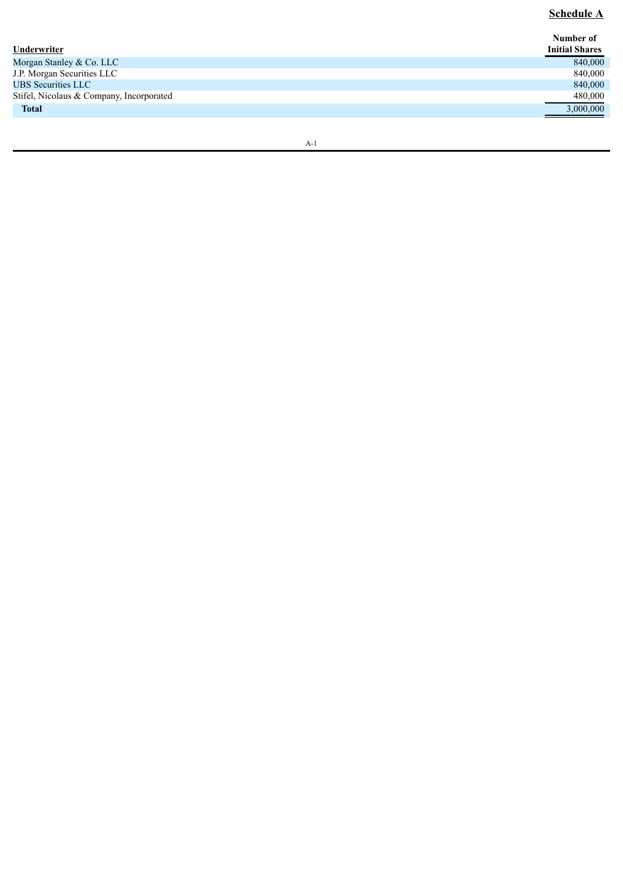**Schedule A**

| Underwriter | Number of Initial Shares |
|---|---|
| Morgan Stanley & Co. LLC | 840,000 |
| J.P. Morgan Securities LLC | 840,000 |
| UBS Securities LLC | 840,000 |
| Stifel, Nicolaus & Company, Incorporated | 480,000 |
| **Total** | 3,000,000 |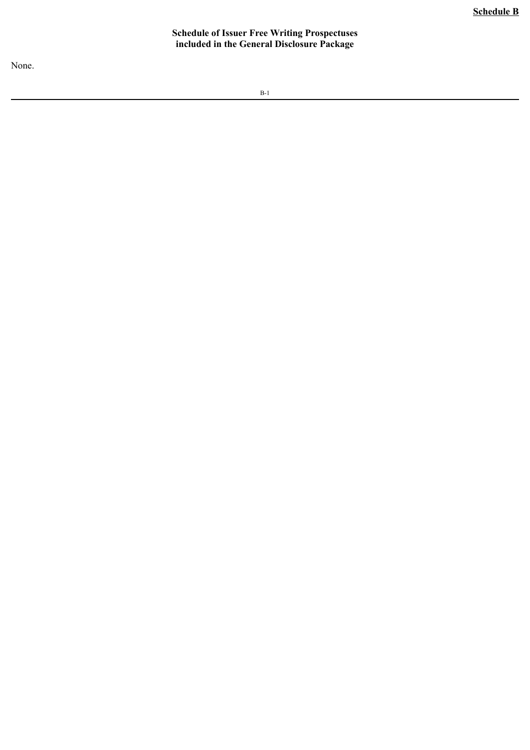**Schedule B**

## Schedule of Issuer Free Writing Prospectuses included in the General Disclosure Package

None.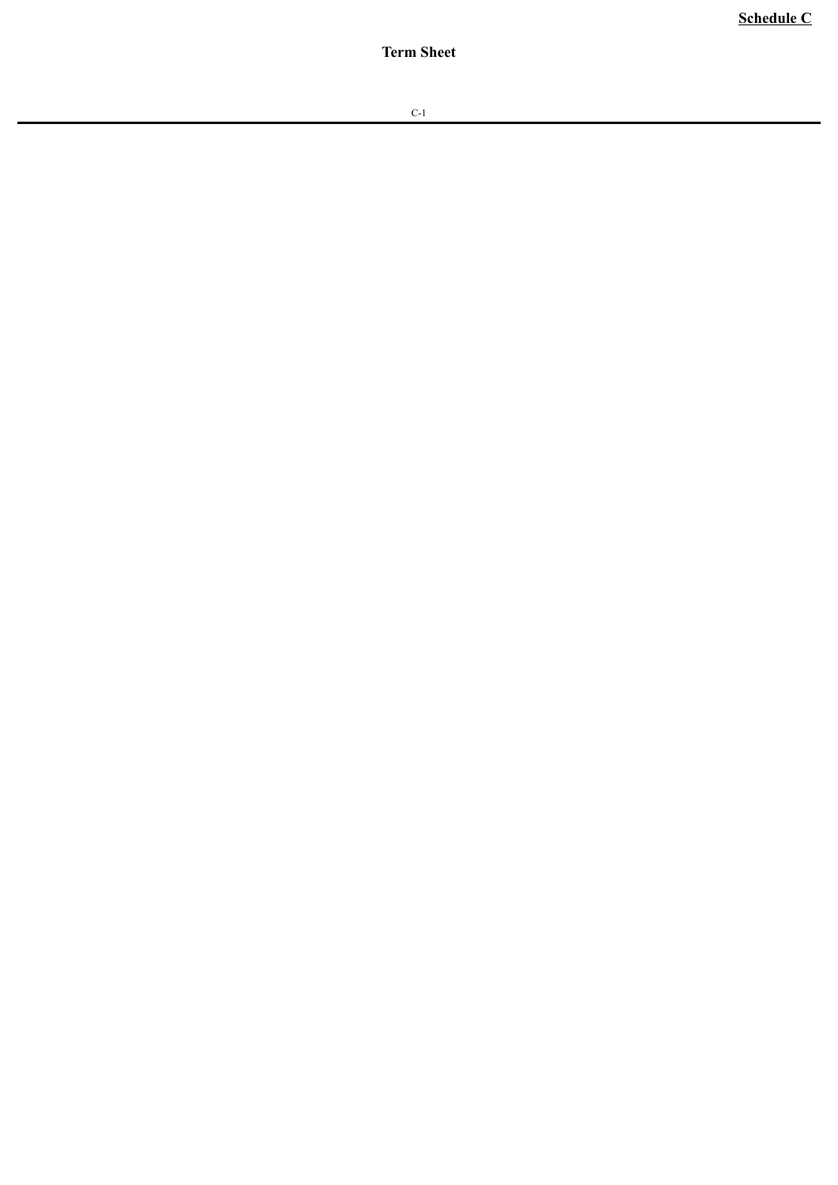**Schedule C**

# Term Sheet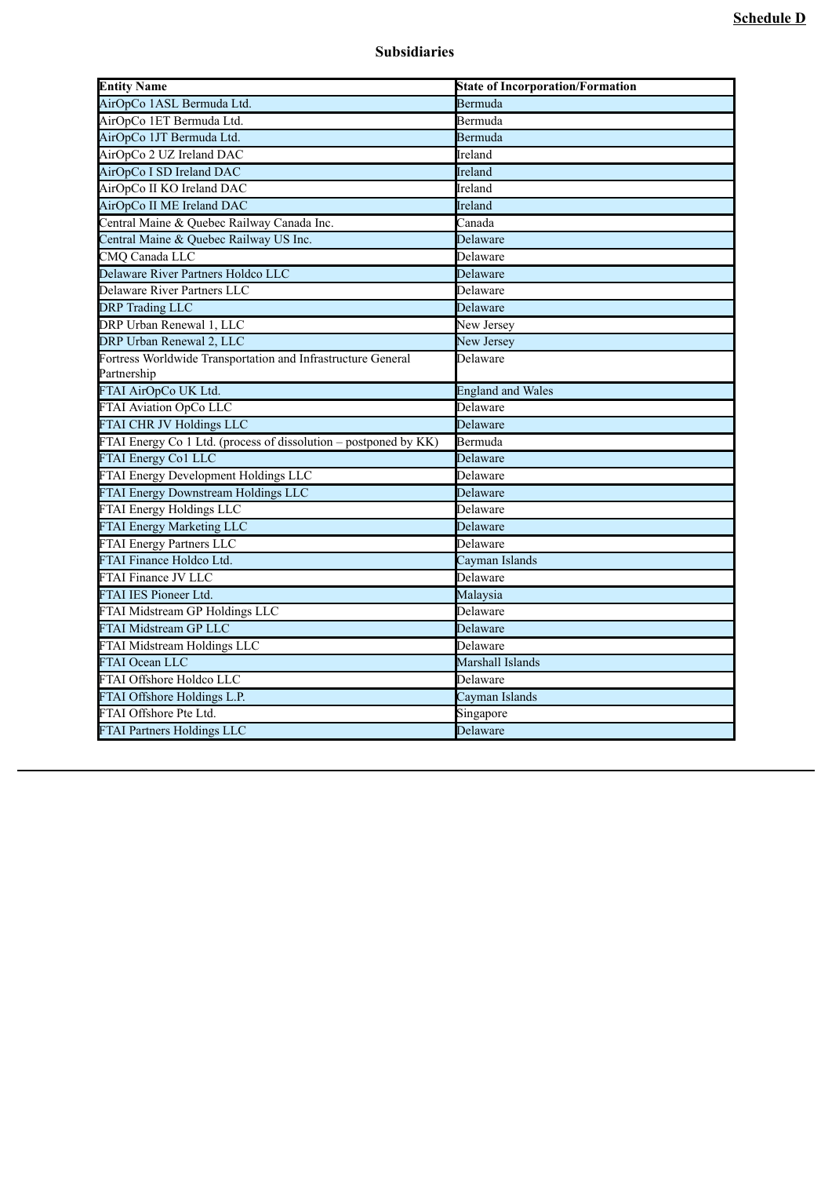**Schedule D**

## Subsidiaries

| Entity Name | State of Incorporation/Formation |
|---|---|
| AirOpCo 1ASL Bermuda Ltd. | Bermuda |
| AirOpCo 1ET Bermuda Ltd. | Bermuda |
| AirOpCo 1JT Bermuda Ltd. | Bermuda |
| AirOpCo 2 UZ Ireland DAC | Ireland |
| AirOpCo I SD Ireland DAC | Ireland |
| AirOpCo II KO Ireland DAC | Ireland |
| AirOpCo II ME Ireland DAC | Ireland |
| Central Maine & Quebec Railway Canada Inc. | Canada |
| Central Maine & Quebec Railway US Inc. | Delaware |
| CMQ Canada LLC | Delaware |
| Delaware River Partners Holdco LLC | Delaware |
| Delaware River Partners LLC | Delaware |
| DRP Trading LLC | Delaware |
| DRP Urban Renewal 1, LLC | New Jersey |
| DRP Urban Renewal 2, LLC | New Jersey |
| Fortress Worldwide Transportation and Infrastructure General Partnership | Delaware |
| FTAI AirOpCo UK Ltd. | England and Wales |
| FTAI Aviation OpCo LLC | Delaware |
| FTAI CHR JV Holdings LLC | Delaware |
| FTAI Energy Co 1 Ltd. (process of dissolution – postponed by KK) | Bermuda |
| FTAI Energy Co1 LLC | Delaware |
| FTAI Energy Development Holdings LLC | Delaware |
| FTAI Energy Downstream Holdings LLC | Delaware |
| FTAI Energy Holdings LLC | Delaware |
| FTAI Energy Marketing LLC | Delaware |
| FTAI Energy Partners LLC | Delaware |
| FTAI Finance Holdco Ltd. | Cayman Islands |
| FTAI Finance JV LLC | Delaware |
| FTAI IES Pioneer Ltd. | Malaysia |
| FTAI Midstream GP Holdings LLC | Delaware |
| FTAI Midstream GP LLC | Delaware |
| FTAI Midstream Holdings LLC | Delaware |
| FTAI Ocean LLC | Marshall Islands |
| FTAI Offshore Holdco LLC | Delaware |
| FTAI Offshore Holdings L.P. | Cayman Islands |
| FTAI Offshore Pte Ltd. | Singapore |
| FTAI Partners Holdings LLC | Delaware |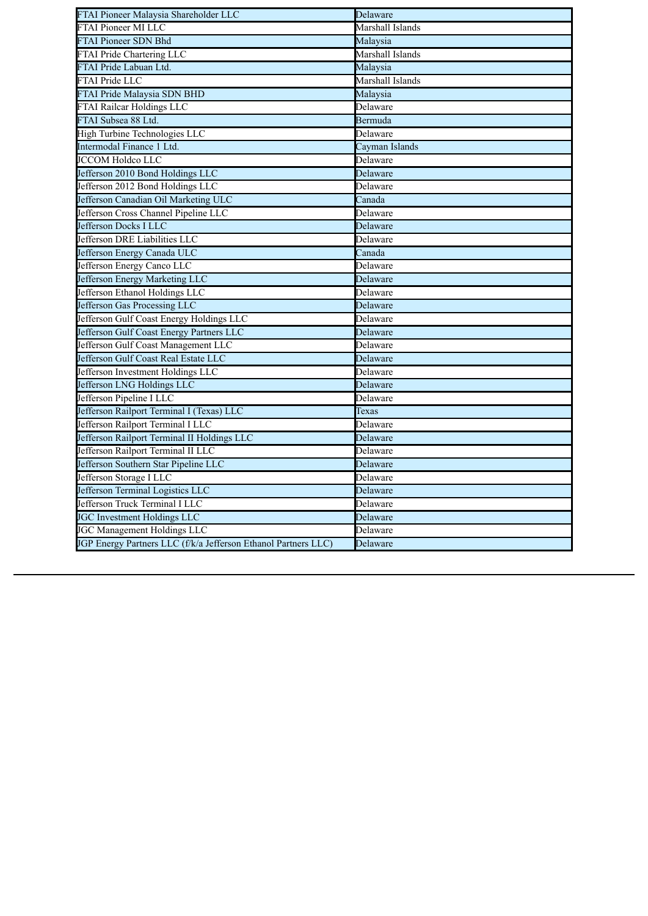| | |
|---|---|
| FTAI Pioneer Malaysia Shareholder LLC | Delaware |
| FTAI Pioneer MI LLC | Marshall Islands |
| FTAI Pioneer SDN Bhd | Malaysia |
| FTAI Pride Chartering LLC | Marshall Islands |
| FTAI Pride Labuan Ltd. | Malaysia |
| FTAI Pride LLC | Marshall Islands |
| FTAI Pride Malaysia SDN BHD | Malaysia |
| FTAI Railcar Holdings LLC | Delaware |
| FTAI Subsea 88 Ltd. | Bermuda |
| High Turbine Technologies LLC | Delaware |
| Intermodal Finance 1 Ltd. | Cayman Islands |
| JCCOM Holdco LLC | Delaware |
| Jefferson 2010 Bond Holdings LLC | Delaware |
| Jefferson 2012 Bond Holdings LLC | Delaware |
| Jefferson Canadian Oil Marketing ULC | Canada |
| Jefferson Cross Channel Pipeline LLC | Delaware |
| Jefferson Docks I LLC | Delaware |
| Jefferson DRE Liabilities LLC | Delaware |
| Jefferson Energy Canada ULC | Canada |
| Jefferson Energy Canco LLC | Delaware |
| Jefferson Energy Marketing LLC | Delaware |
| Jefferson Ethanol Holdings LLC | Delaware |
| Jefferson Gas Processing LLC | Delaware |
| Jefferson Gulf Coast Energy Holdings LLC | Delaware |
| Jefferson Gulf Coast Energy Partners LLC | Delaware |
| Jefferson Gulf Coast Management LLC | Delaware |
| Jefferson Gulf Coast Real Estate LLC | Delaware |
| Jefferson Investment Holdings LLC | Delaware |
| Jefferson LNG Holdings LLC | Delaware |
| Jefferson Pipeline I LLC | Delaware |
| Jefferson Railport Terminal I (Texas) LLC | Texas |
| Jefferson Railport Terminal I LLC | Delaware |
| Jefferson Railport Terminal II Holdings LLC | Delaware |
| Jefferson Railport Terminal II LLC | Delaware |
| Jefferson Southern Star Pipeline LLC | Delaware |
| Jefferson Storage I LLC | Delaware |
| Jefferson Terminal Logistics LLC | Delaware |
| Jefferson Truck Terminal I LLC | Delaware |
| JGC Investment Holdings LLC | Delaware |
| JGC Management Holdings LLC | Delaware |
| JGP Energy Partners LLC (f/k/a Jefferson Ethanol Partners LLC) | Delaware |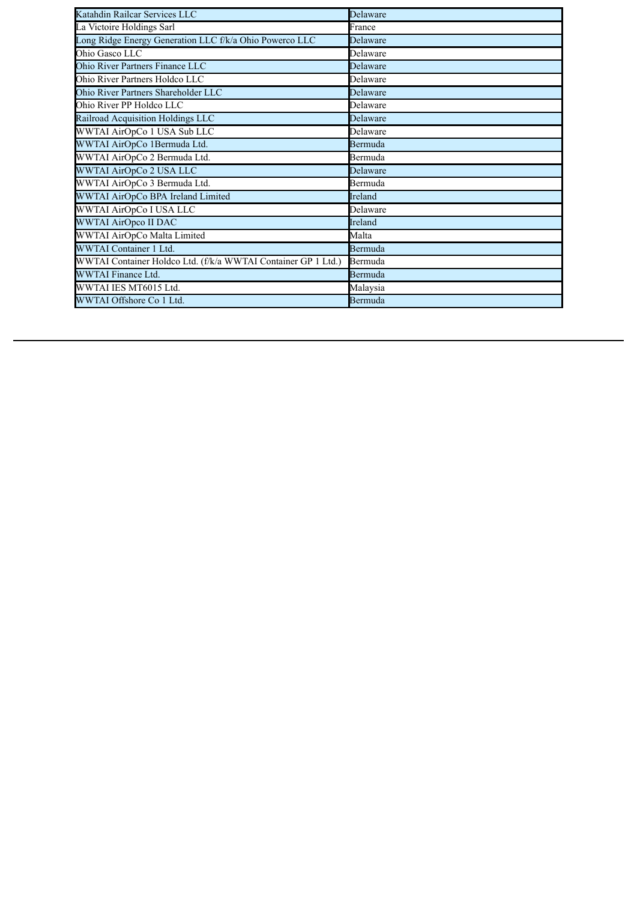| | |
|---|---|
| Katahdin Railcar Services LLC | Delaware |
| La Victoire Holdings Sarl | France |
| Long Ridge Energy Generation LLC f/k/a Ohio Powerco LLC | Delaware |
| Ohio Gasco LLC | Delaware |
| Ohio River Partners Finance LLC | Delaware |
| Ohio River Partners Holdco LLC | Delaware |
| Ohio River Partners Shareholder LLC | Delaware |
| Ohio River PP Holdco LLC | Delaware |
| Railroad Acquisition Holdings LLC | Delaware |
| WWTAI AirOpCo 1 USA Sub LLC | Delaware |
| WWTAI AirOpCo 1Bermuda Ltd. | Bermuda |
| WWTAI AirOpCo 2 Bermuda Ltd. | Bermuda |
| WWTAI AirOpCo 2 USA LLC | Delaware |
| WWTAI AirOpCo 3 Bermuda Ltd. | Bermuda |
| WWTAI AirOpCo BPA Ireland Limited | Ireland |
| WWTAI AirOpCo I USA LLC | Delaware |
| WWTAI AirOpco II DAC | Ireland |
| WWTAI AirOpCo Malta Limited | Malta |
| WWTAI Container 1 Ltd. | Bermuda |
| WWTAI Container Holdco Ltd. (f/k/a WWTAI Container GP 1 Ltd.) | Bermuda |
| WWTAI Finance Ltd. | Bermuda |
| WWTAI IES MT6015 Ltd. | Malaysia |
| WWTAI Offshore Co 1 Ltd. | Bermuda |